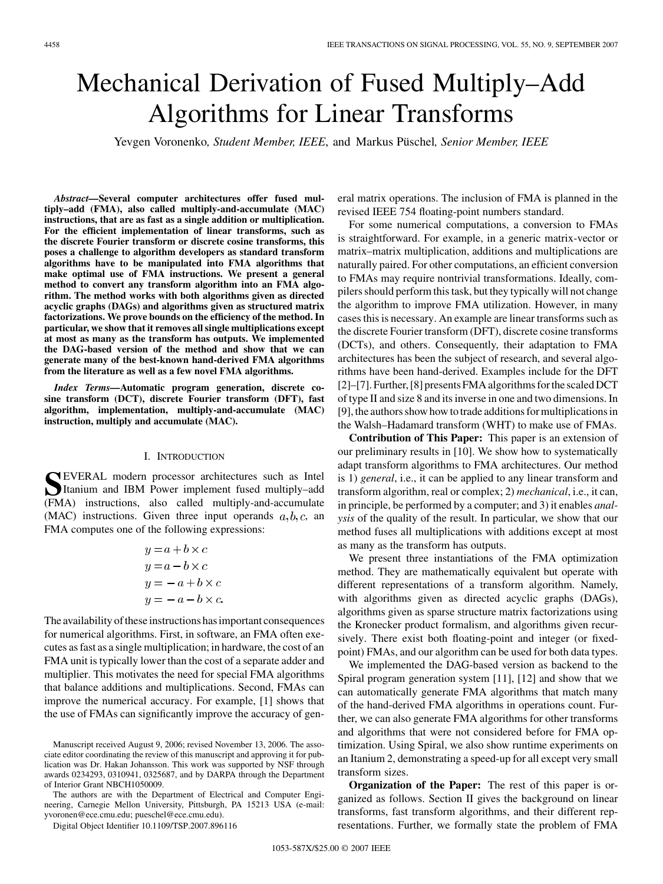# Mechanical Derivation of Fused Multiply–Add Algorithms for Linear Transforms

Yevgen Voronenko, *Student Member, IEEE*, and Markus Püschel, *Senior Member, IEEE*

***Abstract*—Several computer architectures offer fused multiply–add (FMA), also called multiply-and-accumulate (MAC) instructions, that are as fast as a single addition or multiplication. For the efficient implementation of linear transforms, such as the discrete Fourier transform or discrete cosine transforms, this poses a challenge to algorithm developers as standard transform algorithms have to be manipulated into FMA algorithms that make optimal use of FMA instructions. We present a general method to convert any transform algorithm into an FMA algorithm. The method works with both algorithms given as directed acyclic graphs (DAGs) and algorithms given as structured matrix factorizations. We prove bounds on the efficiency of the method. In particular, we show that it removes all single multiplications except at most as many as the transform has outputs. We implemented the DAG-based version of the method and show that we can generate many of the best-known hand-derived FMA algorithms from the literature as well as a few novel FMA algorithms.**

***Index Terms*—Automatic program generation, discrete cosine transform (DCT), discrete Fourier transform (DFT), fast algorithm, implementation, multiply-and-accumulate (MAC) instruction, multiply and accumulate (MAC).**

## I. Introduction

SEVERAL modern processor architectures such as Intel Itanium and IBM Power implement fused multiply–add (FMA) instructions, also called multiply-and-accumulate (MAC) instructions. Given three input operands $a, b, c$, an FMA computes one of the following expressions:

$$y = a + b \times c$$
$$y = a - b \times c$$
$$y = -a + b \times c$$
$$y = -a - b \times c.$$

The availability of these instructions has important consequences for numerical algorithms. First, in software, an FMA often executes as fast as a single multiplication; in hardware, the cost of an FMA unit is typically lower than the cost of a separate adder and multiplier. This motivates the need for special FMA algorithms that balance additions and multiplications. Second, FMAs can improve the numerical accuracy. For example, [1] shows that the use of FMAs can significantly improve the accuracy of general matrix operations. The inclusion of FMA is planned in the revised IEEE 754 floating-point numbers standard.

For some numerical computations, a conversion to FMAs is straightforward. For example, in a generic matrix-vector or matrix–matrix multiplication, additions and multiplications are naturally paired. For other computations, an efficient conversion to FMAs may require nontrivial transformations. Ideally, compilers should perform this task, but they typically will not change the algorithm to improve FMA utilization. However, in many cases this is necessary. An example are linear transforms such as the discrete Fourier transform (DFT), discrete cosine transforms (DCTs), and others. Consequently, their adaptation to FMA architectures has been the subject of research, and several algorithms have been hand-derived. Examples include for the DFT [2]–[7]. Further, [8] presents FMA algorithms for the scaled DCT of type II and size 8 and its inverse in one and two dimensions. In [9], the authors show how to trade additions for multiplications in the Walsh–Hadamard transform (WHT) to make use of FMAs.

**Contribution of This Paper:** This paper is an extension of our preliminary results in [10]. We show how to systematically adapt transform algorithms to FMA architectures. Our method is 1) *general*, i.e., it can be applied to any linear transform and transform algorithm, real or complex; 2) *mechanical*, i.e., it can, in principle, be performed by a computer; and 3) it enables *analysis* of the quality of the result. In particular, we show that our method fuses all multiplications with additions except at most as many as the transform has outputs.

We present three instantiations of the FMA optimization method. They are mathematically equivalent but operate with different representations of a transform algorithm. Namely, with algorithms given as directed acyclic graphs (DAGs), algorithms given as sparse structure matrix factorizations using the Kronecker product formalism, and algorithms given recursively. There exist both floating-point and integer (or fixed-point) FMAs, and our algorithm can be used for both data types.

We implemented the DAG-based version as backend to the Spiral program generation system [11], [12] and show that we can automatically generate FMA algorithms that match many of the hand-derived FMA algorithms in operations count. Further, we can also generate FMA algorithms for other transforms and algorithms that were not considered before for FMA optimization. Using Spiral, we also show runtime experiments on an Itanium 2, demonstrating a speed-up for all except very small transform sizes.

**Organization of the Paper:** The rest of this paper is organized as follows. Section II gives the background on linear transforms, fast transform algorithms, and their different representations. Further, we formally state the problem of FMA

Manuscript received August 9, 2006; revised November 13, 2006. The associate editor coordinating the review of this manuscript and approving it for publication was Dr. Hakan Johansson. This work was supported by NSF through awards 0234293, 0310941, 0325687, and by DARPA through the Department of Interior Grant NBCH1050009.

The authors are with the Department of Electrical and Computer Engineering, Carnegie Mellon University, Pittsburgh, PA 15213 USA (e-mail: yvoronen@ece.cmu.edu; pueschel@ece.cmu.edu).

Digital Object Identifier 10.1109/TSP.2007.896116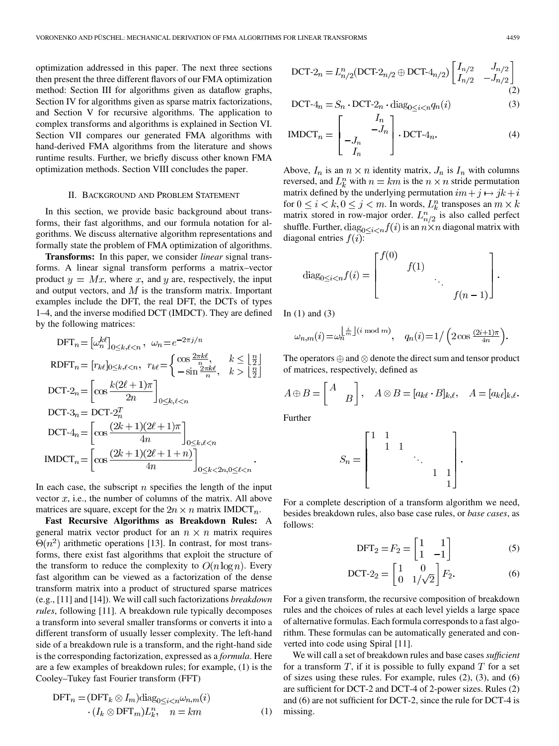optimization addressed in this paper. The next three sections then present the three different flavors of our FMA optimization method: Section III for algorithms given as dataflow graphs, Section IV for algorithms given as sparse matrix factorizations, and Section V for recursive algorithms. The application to complex transforms and algorithms is explained in Section VI. Section VII compares our generated FMA algorithms with hand-derived FMA algorithms from the literature and shows runtime results. Further, we briefly discuss other known FMA optimization methods. Section VIII concludes the paper.

## II. Background and Problem Statement

In this section, we provide basic background about transforms, their fast algorithms, and our formula notation for algorithms. We discuss alternative algorithm representations and formally state the problem of FMA optimization of algorithms.

**Transforms:** In this paper, we consider *linear* signal transforms. A linear signal transform performs a matrix–vector product $y = Mx$, where $x$, and $y$ are, respectively, the input and output vectors, and $M$ is the transform matrix. Important examples include the DFT, the real DFT, the DCTs of types 1–4, and the inverse modified DCT (IMDCT). They are defined by the following matrices:

$$\mathrm{DFT}_n = \left[\omega_n^{k\ell}\right]_{0\le k,\ell<n}, \quad \omega_n = e^{-2\pi j/n}$$

$$\mathrm{RDFT}_n = [r_{k\ell}]_{0\le k,\ell<n}, \quad r_{k\ell} = \begin{cases} \cos\frac{2\pi k\ell}{n}, & k \le \left\lfloor \frac{n}{2}\right\rfloor \\ -\sin\frac{2\pi k\ell}{n}, & k > \left\lfloor \frac{n}{2}\right\rfloor \end{cases}$$

$$\text{DCT-2}_n = \left[\cos\frac{k(2\ell+1)\pi}{2n}\right]_{0\le k,\ell<n}$$

$$\text{DCT-3}_n = \text{DCT-2}_n^T$$

$$\text{DCT-4}_n = \left[\cos\frac{(2k+1)(2\ell+1)\pi}{4n}\right]_{0\le k,\ell<n}$$

$$\mathrm{IMDCT}_n = \left[\cos\frac{(2k+1)(2\ell+1+n)}{4n}\right]_{0\le k<2n, 0\le \ell<n}.$$

In each case, the subscript $n$ specifies the length of the input vector $x$, i.e., the number of columns of the matrix. All above matrices are square, except for the $2n \times n$ matrix $\mathrm{IMDCT}_n$.

**Fast Recursive Algorithms as Breakdown Rules:** A general matrix vector product for an $n \times n$ matrix requires $\Theta(n^2)$ arithmetic operations [13]. In contrast, for most transforms, there exist fast algorithms that exploit the structure of the transform to reduce the complexity to $O(n \log n)$. Every fast algorithm can be viewed as a factorization of the dense transform matrix into a product of structured sparse matrices (e.g., [11] and [14]). We will call such factorizations *breakdown rules*, following [11]. A breakdown rule typically decomposes a transform into several smaller transforms or converts it into a different transform of usually lesser complexity. The left-hand side of a breakdown rule is a transform, and the right-hand side is the corresponding factorization, expressed as a *formula*. Here are a few examples of breakdown rules; for example, (1) is the Cooley–Tukey fast Fourier transform (FFT)

$$\mathrm{DFT}_n = (\mathrm{DFT}_k \otimes I_m)\mathrm{diag}_{0\le i<n}\omega_{n,m}(i) \cdot (I_k \otimes \mathrm{DFT}_m)L_k^n, \quad n = km \tag{1}$$

$$\text{DCT-2}_n = L_{n/2}^n(\text{DCT-2}_{n/2} \oplus \text{DCT-4}_{n/2}) \begin{bmatrix} I_{n/2} & J_{n/2} \\ I_{n/2} & -J_{n/2} \end{bmatrix} \tag{2}$$

$$\text{DCT-4}_n = S_n \cdot \text{DCT-2}_n \cdot \mathrm{diag}_{0\le i<n} q_n(i) \tag{3}$$

$$\mathrm{IMDCT}_n = \begin{bmatrix} & I_n & \\ & & -J_n \\ -J_n & & \\ I_n & & \end{bmatrix} \cdot \text{DCT-4}_n. \tag{4}$$

Above, $I_n$ is an $n \times n$ identity matrix, $J_n$ is $I_n$ with columns reversed, and $L_k^n$ with $n = km$ is the $n \times n$ stride permutation matrix defined by the underlying permutation $im + j \mapsto jk + i$ for $0 \le i < k, 0 \le j < m$. In words, $L_k^n$ transposes an $m \times k$ matrix stored in row-major order. $L_{n/2}^n$ is also called perfect shuffle. Further, $\mathrm{diag}_{0\le i<n} f(i)$ is an $n \times n$ diagonal matrix with diagonal entries $f(i)$:

$$\mathrm{diag}_{0\le i<n} f(i) = \begin{bmatrix} f(0) & & & \\ & f(1) & & \\ & & \ddots & \\ & & & f(n-1) \end{bmatrix}.$$

In (1) and (3)

$$\omega_{n,m}(i) = \omega_n^{\left\lfloor \frac{i}{m}\right\rfloor (i \bmod m)}, \quad q_n(i) = 1\Big/\left(2\cos\frac{(2i+1)\pi}{4n}\right).$$

The operators $\oplus$ and $\otimes$ denote the direct sum and tensor product of matrices, respectively, defined as

$$A \oplus B = \begin{bmatrix} A & \\ & B \end{bmatrix}, \quad A \otimes B = [a_{k\ell} \cdot B]_{k,\ell}, \quad A = [a_{k\ell}]_{k,\ell}.$$

Further

$$S_n = \begin{bmatrix} 1 & 1 & & & \\ & 1 & 1 & & \\ & & \ddots & & \\ & & & 1 & 1 \\ & & & & 1 \end{bmatrix}.$$

For a complete description of a transform algorithm we need, besides breakdown rules, also base case rules, or *base cases*, as follows:

$$\mathrm{DFT}_2 = F_2 = \begin{bmatrix} 1 & 1 \\ 1 & -1 \end{bmatrix} \tag{5}$$

$$\text{DCT-2}_2 = \begin{bmatrix} 1 & 0 \\ 0 & 1/\sqrt{2} \end{bmatrix} F_2. \tag{6}$$

For a given transform, the recursive composition of breakdown rules and the choices of rules at each level yields a large space of alternative formulas. Each formula corresponds to a fast algorithm. These formulas can be automatically generated and converted into code using Spiral [11].

We will call a set of breakdown rules and base cases *sufficient* for a transform $T$, if it is possible to fully expand $T$ for a set of sizes using these rules. For example, rules (2), (3), and (6) are sufficient for DCT-2 and DCT-4 of 2-power sizes. Rules (2) and (6) are not sufficient for DCT-2, since the rule for DCT-4 is missing.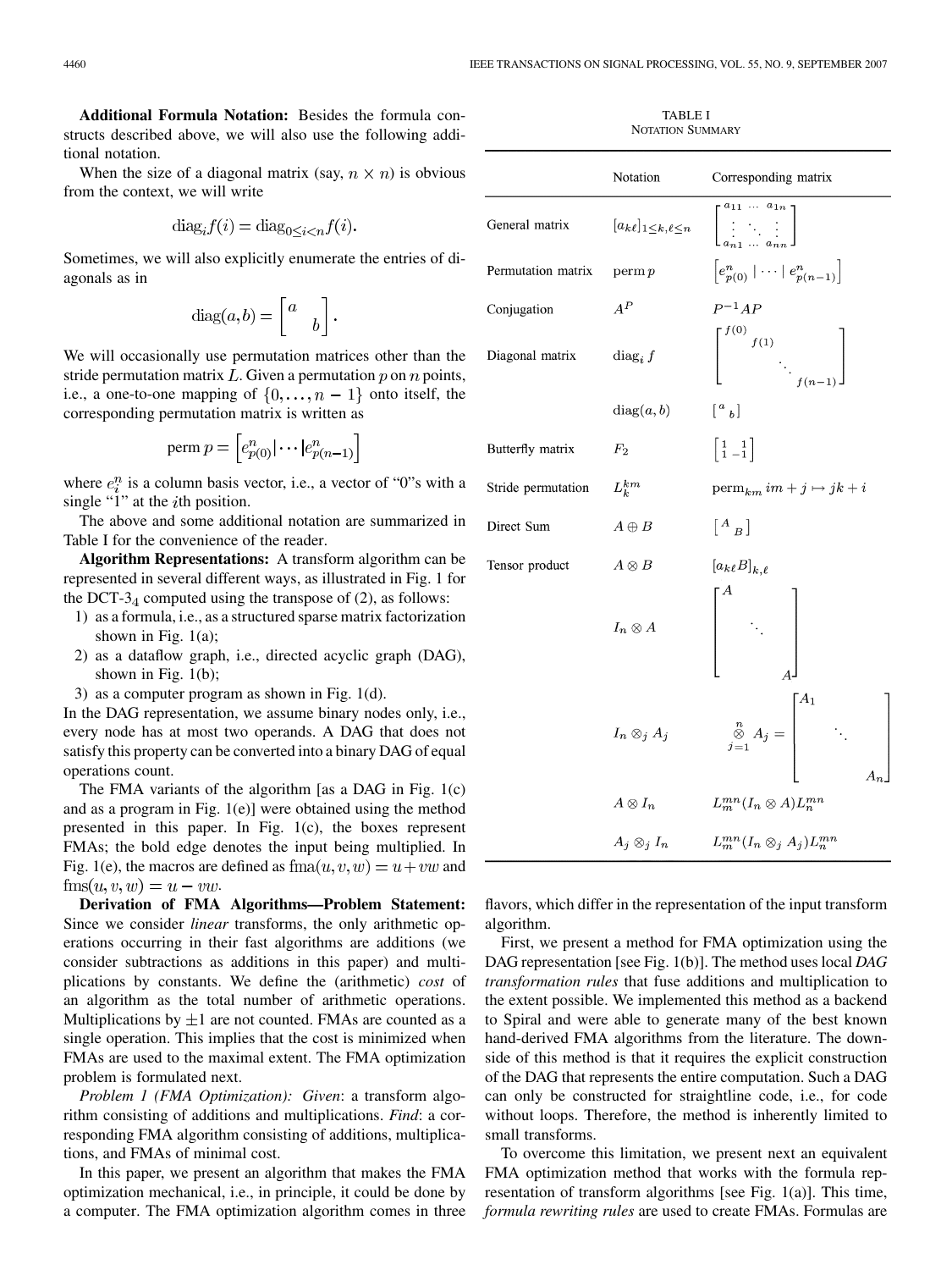**Additional Formula Notation:** Besides the formula constructs described above, we will also use the following additional notation.

When the size of a diagonal matrix (say, $n \times n$) is obvious from the context, we will write

$$\mathrm{diag}_i f(i) = \mathrm{diag}_{0 \leq i < n} f(i).$$

Sometimes, we will also explicitly enumerate the entries of diagonals as in

$$\mathrm{diag}(a,b) = \begin{bmatrix} a & \\ & b \end{bmatrix}.$$

We will occasionally use permutation matrices other than the stride permutation matrix $L$. Given a permutation $p$ on $n$ points, i.e., a one-to-one mapping of $\{0, \ldots, n-1\}$ onto itself, the corresponding permutation matrix is written as

$$\mathrm{perm}\, p = \left[ e^n_{p(0)} | \cdots | e^n_{p(n-1)} \right]$$

where $e^n_i$ is a column basis vector, i.e., a vector of "0"s with a single "1" at the $i$th position.

The above and some additional notation are summarized in Table I for the convenience of the reader.

TABLE I
NOTATION SUMMARY

| | Notation | Corresponding matrix |
|---|---|---|
| General matrix | $[a_{k\ell}]_{1 \leq k,\ell \leq n}$ | $\begin{bmatrix} a_{11} & \cdots & a_{1n} \\ \vdots & \ddots & \vdots \\ a_{n1} & \cdots & a_{nn} \end{bmatrix}$ |
| Permutation matrix | $\mathrm{perm}\, p$ | $\left[ e^n_{p(0)} \mid \cdots \mid e^n_{p(n-1)} \right]$ |
| Conjugation | $A^P$ | $P^{-1}AP$ |
| Diagonal matrix | $\mathrm{diag}_i\, f$ | $\begin{bmatrix} f(0) & & & \\ & f(1) & & \\ & & \ddots & \\ & & & f(n-1) \end{bmatrix}$ |
| | $\mathrm{diag}(a,b)$ | $\begin{bmatrix} a & \\ & b \end{bmatrix}$ |
| Butterfly matrix | $F_2$ | $\begin{bmatrix} 1 & 1 \\ 1 & -1 \end{bmatrix}$ |
| Stride permutation | $L^{km}_k$ | $\mathrm{perm}_{km}\; im+j \mapsto jk+i$ |
| Direct Sum | $A \oplus B$ | $\begin{bmatrix} A & \\ & B \end{bmatrix}$ |
| Tensor product | $A \otimes B$ | $[a_{k\ell}B]_{k,\ell}$ |
| | $I_n \otimes A$ | $\begin{bmatrix} A & & \\ & \ddots & \\ & & A \end{bmatrix}$ |
| | $I_n \otimes_j A_j$ | $\bigotimes_{j=1}^{n} A_j = \begin{bmatrix} A_1 & & \\ & \ddots & \\ & & A_n \end{bmatrix}$ |
| | $A \otimes I_n$ | $L^{mn}_m (I_n \otimes A) L^{mn}_n$ |
| | $A_j \otimes_j I_n$ | $L^{mn}_m (I_n \otimes_j A_j) L^{mn}_n$ |

**Algorithm Representations:** A transform algorithm can be represented in several different ways, as illustrated in Fig. 1 for the DCT-$3_4$ computed using the transpose of (2), as follows:

1) as a formula, i.e., as a structured sparse matrix factorization shown in Fig. 1(a);
2) as a dataflow graph, i.e., directed acyclic graph (DAG), shown in Fig. 1(b);
3) as a computer program as shown in Fig. 1(d).

In the DAG representation, we assume binary nodes only, i.e., every node has at most two operands. A DAG that does not satisfy this property can be converted into a binary DAG of equal operations count.

The FMA variants of the algorithm [as a DAG in Fig. 1(c) and as a program in Fig. 1(e)] were obtained using the method presented in this paper. In Fig. 1(c), the boxes represent FMAs; the bold edge denotes the input being multiplied. In Fig. 1(e), the macros are defined as $\mathrm{fma}(u,v,w) = u + vw$ and $\mathrm{fms}(u,v,w) = u - vw$.

**Derivation of FMA Algorithms—Problem Statement:** Since we consider *linear* transforms, the only arithmetic operations occurring in their fast algorithms are additions (we consider subtractions as additions in this paper) and multiplications by constants. We define the (arithmetic) *cost* of an algorithm as the total number of arithmetic operations. Multiplications by $\pm 1$ are not counted. FMAs are counted as a single operation. This implies that the cost is minimized when FMAs are used to the maximal extent. The FMA optimization problem is formulated next.

*Problem 1 (FMA Optimization): Given*: a transform algorithm consisting of additions and multiplications. *Find*: a corresponding FMA algorithm consisting of additions, multiplications, and FMAs of minimal cost.

In this paper, we present an algorithm that makes the FMA optimization mechanical, i.e., in principle, it could be done by a computer. The FMA optimization algorithm comes in three flavors, which differ in the representation of the input transform algorithm.

First, we present a method for FMA optimization using the DAG representation [see Fig. 1(b)]. The method uses local *DAG transformation rules* that fuse additions and multiplication to the extent possible. We implemented this method as a backend to Spiral and were able to generate many of the best known hand-derived FMA algorithms from the literature. The downside of this method is that it requires the explicit construction of the DAG that represents the entire computation. Such a DAG can only be constructed for straightline code, i.e., for code without loops. Therefore, the method is inherently limited to small transforms.

To overcome this limitation, we present next an equivalent FMA optimization method that works with the formula representation of transform algorithms [see Fig. 1(a)]. This time, *formula rewriting rules* are used to create FMAs. Formulas are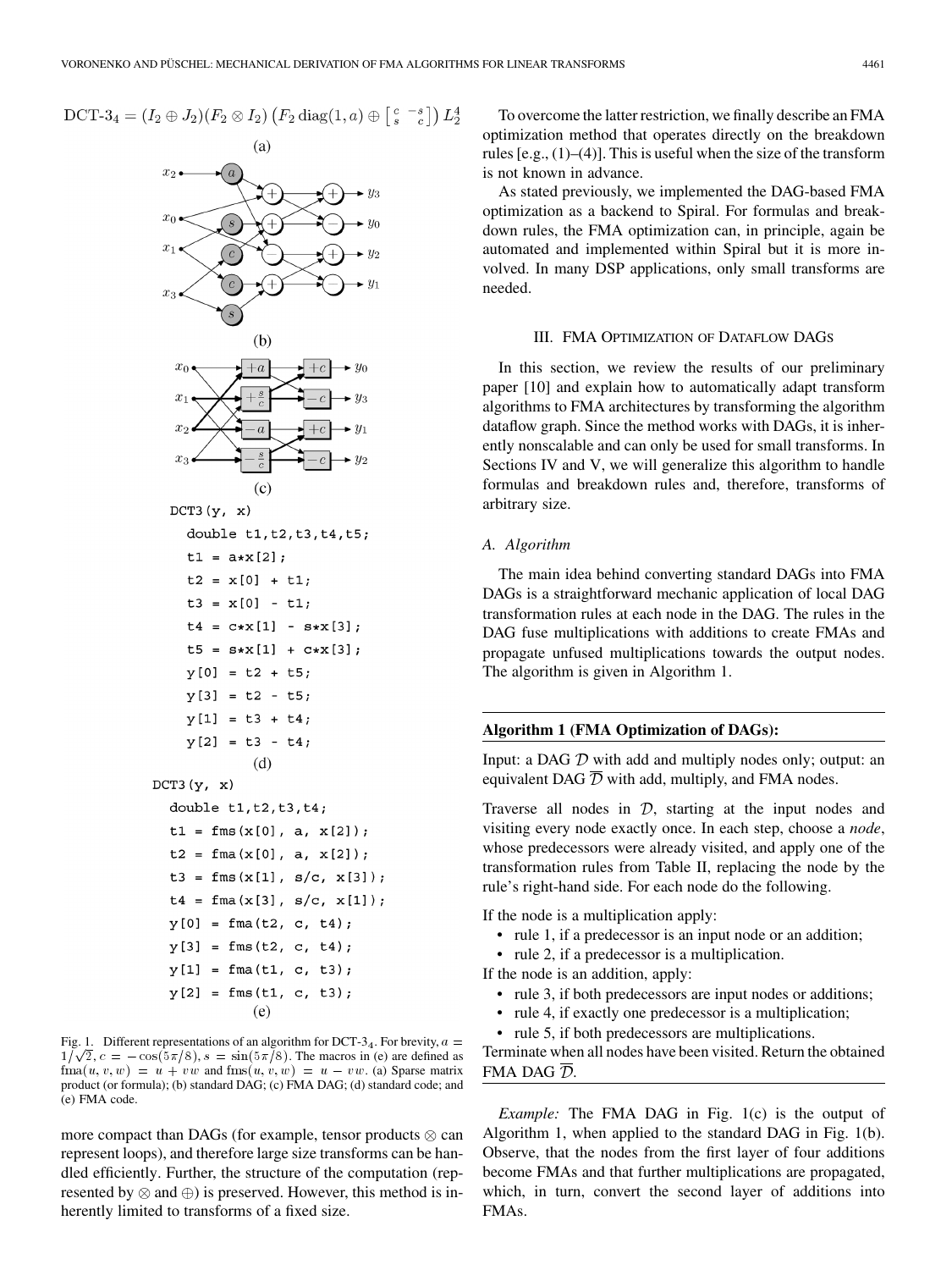$$\text{DCT-3}_4 = (I_2 \oplus J_2)(F_2 \otimes I_2)\left(F_2 \operatorname{diag}(1, a) \oplus \left[\begin{smallmatrix} c & -s \\ s & c \end{smallmatrix}\right]\right) L_2^4$$

(a)

(b)

(c)

```
DCT3(y, x)
  double t1,t2,t3,t4,t5;
  t1 = a*x[2];
  t2 = x[0] + t1;
  t3 = x[0] - t1;
  t4 = c*x[1] - s*x[3];
  t5 = s*x[1] + c*x[3];
  y[0] = t2 + t5;
  y[3] = t2 - t5;
  y[1] = t3 + t4;
  y[2] = t3 - t4;
```

(d)

```
DCT3(y, x)
  double t1,t2,t3,t4;
  t1 = fms(x[0], a, x[2]);
  t2 = fma(x[0], a, x[2]);
  t3 = fms(x[1], s/c, x[3]);
  t4 = fma(x[3], s/c, x[1]);
  y[0] = fma(t2, c, t4);
  y[3] = fms(t2, c, t4);
  y[1] = fma(t1, c, t3);
  y[2] = fms(t1, c, t3);
```

(e)

Fig. 1. Different representations of an algorithm for DCT-$3_4$. For brevity, $a = 1/\sqrt{2}$, $c = -\cos(5\pi/8)$, $s = \sin(5\pi/8)$. The macros in (e) are defined as $\text{fma}(u, v, w) = u + vw$ and $\text{fms}(u, v, w) = u - vw$. (a) Sparse matrix product (or formula); (b) standard DAG; (c) FMA DAG; (d) standard code; and (e) FMA code.

more compact than DAGs (for example, tensor products $\otimes$ can represent loops), and therefore large size transforms can be handled efficiently. Further, the structure of the computation (represented by $\otimes$ and $\oplus$) is preserved. However, this method is inherently limited to transforms of a fixed size.

To overcome the latter restriction, we finally describe an FMA optimization method that operates directly on the breakdown rules [e.g., (1)–(4)]. This is useful when the size of the transform is not known in advance.

As stated previously, we implemented the DAG-based FMA optimization as a backend to Spiral. For formulas and breakdown rules, the FMA optimization can, in principle, again be automated and implemented within Spiral but it is more involved. In many DSP applications, only small transforms are needed.

## III. FMA Optimization of Dataflow DAGs

In this section, we review the results of our preliminary paper [10] and explain how to automatically adapt transform algorithms to FMA architectures by transforming the algorithm dataflow graph. Since the method works with DAGs, it is inherently nonscalable and can only be used for small transforms. In Sections IV and V, we will generalize this algorithm to handle formulas and breakdown rules and, therefore, transforms of arbitrary size.

### A. Algorithm

The main idea behind converting standard DAGs into FMA DAGs is a straightforward mechanic application of local DAG transformation rules at each node in the DAG. The rules in the DAG fuse multiplications with additions to create FMAs and propagate unfused multiplications towards the output nodes. The algorithm is given in Algorithm 1.

**Algorithm 1 (FMA Optimization of DAGs):**

Input: a DAG $\mathcal{D}$ with add and multiply nodes only; output: an equivalent DAG $\overline{\mathcal{D}}$ with add, multiply, and FMA nodes.

Traverse all nodes in $\mathcal{D}$, starting at the input nodes and visiting every node exactly once. In each step, choose a *node*, whose predecessors were already visited, and apply one of the transformation rules from Table II, replacing the node by the rule's right-hand side. For each node do the following.

If the node is a multiplication apply:

- rule 1, if a predecessor is an input node or an addition;
- rule 2, if a predecessor is a multiplication.

If the node is an addition, apply:

- rule 3, if both predecessors are input nodes or additions;
- rule 4, if exactly one predecessor is a multiplication;
- rule 5, if both predecessors are multiplications.

Terminate when all nodes have been visited. Return the obtained FMA DAG $\overline{\mathcal{D}}$.

*Example:* The FMA DAG in Fig. 1(c) is the output of Algorithm 1, when applied to the standard DAG in Fig. 1(b). Observe, that the nodes from the first layer of four additions become FMAs and that further multiplications are propagated, which, in turn, convert the second layer of additions into FMAs.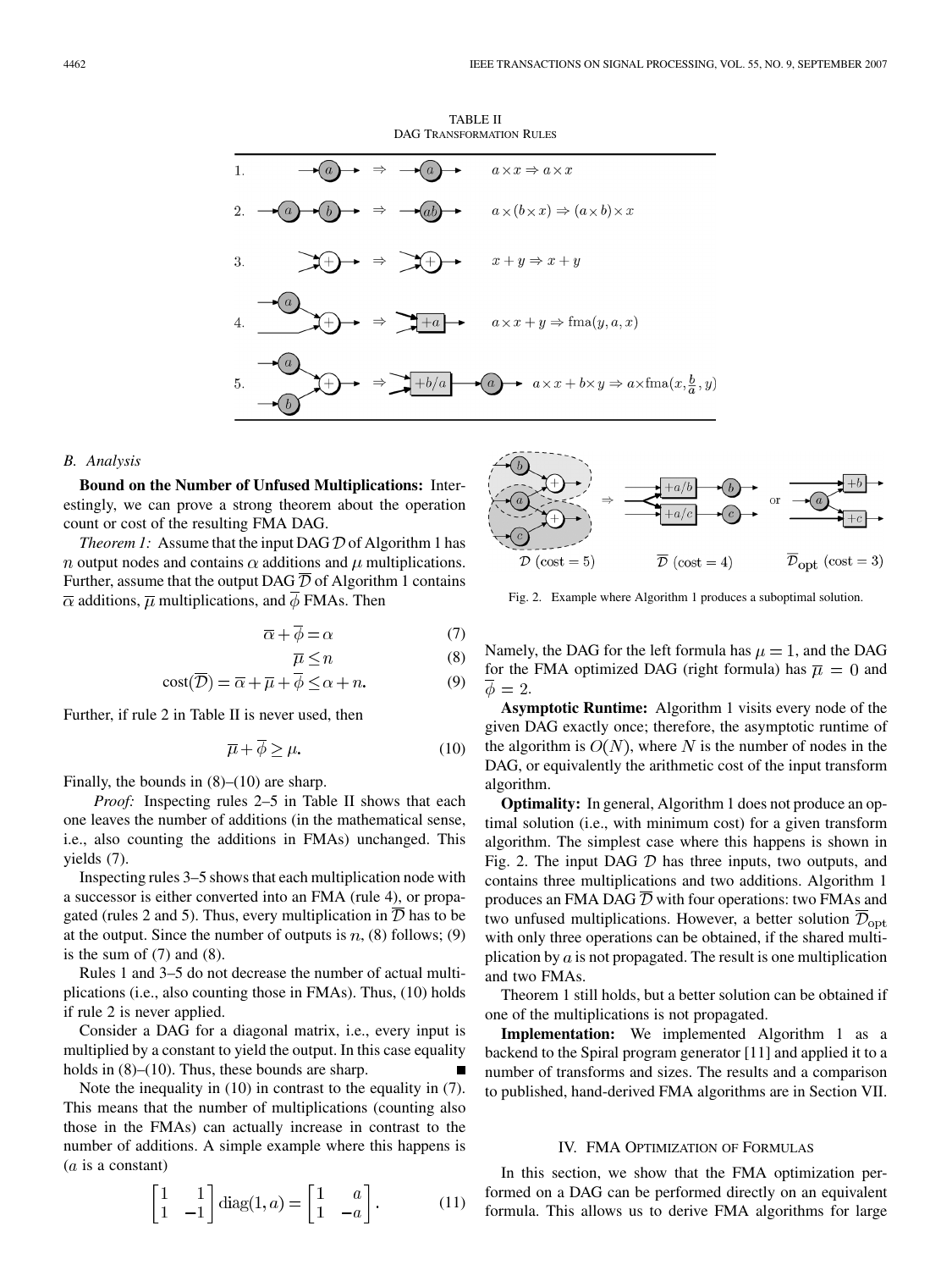TABLE II
DAG TRANSFORMATION RULES

| | DAG transformation | Formula |
|---|---|---|
| 1. | | $a \times x \Rightarrow a \times x$ |
| 2. | | $a \times (b \times x) \Rightarrow (a \times b) \times x$ |
| 3. | | $x + y \Rightarrow x + y$ |
| 4. | | $a \times x + y \Rightarrow \mathrm{fma}(y, a, x)$ |
| 5. | | $a \times x + b \times y \Rightarrow a \times \mathrm{fma}(x, \frac{b}{a}, y)$ |

### B. Analysis

**Bound on the Number of Unfused Multiplications:** Interestingly, we can prove a strong theorem about the operation count or cost of the resulting FMA DAG.

*Theorem 1:* Assume that the input DAG $\mathcal{D}$ of Algorithm 1 has $n$ output nodes and contains $\alpha$ additions and $\mu$ multiplications. Further, assume that the output DAG $\overline{\mathcal{D}}$ of Algorithm 1 contains $\overline{\alpha}$ additions, $\overline{\mu}$ multiplications, and $\overline{\phi}$ FMAs. Then

$$\overline{\alpha} + \overline{\phi} = \alpha \tag{7}$$

$$\overline{\mu} \leq n \tag{8}$$

$$\mathrm{cost}(\overline{\mathcal{D}}) = \overline{\alpha} + \overline{\mu} + \overline{\phi} \leq \alpha + n. \tag{9}$$

Further, if rule 2 in Table II is never used, then

$$\overline{\mu} + \overline{\phi} \geq \mu. \tag{10}$$

Finally, the bounds in (8)–(10) are sharp.

*Proof:* Inspecting rules 2–5 in Table II shows that each one leaves the number of additions (in the mathematical sense, i.e., also counting the additions in FMAs) unchanged. This yields (7).

Inspecting rules 3–5 shows that each multiplication node with a successor is either converted into an FMA (rule 4), or propagated (rules 2 and 5). Thus, every multiplication in $\overline{\mathcal{D}}$ has to be at the output. Since the number of outputs is $n$, (8) follows; (9) is the sum of (7) and (8).

Rules 1 and 3–5 do not decrease the number of actual multiplications (i.e., also counting those in FMAs). Thus, (10) holds if rule 2 is never applied.

Consider a DAG for a diagonal matrix, i.e., every input is multiplied by a constant to yield the output. In this case equality holds in (8)–(10). Thus, these bounds are sharp. ∎

Note the inequality in (10) in contrast to the equality in (7). This means that the number of multiplications (counting also those in the FMAs) can actually increase in contrast to the number of additions. A simple example where this happens is ($a$ is a constant)

$$\begin{bmatrix} 1 & 1 \\ 1 & -1 \end{bmatrix} \mathrm{diag}(1, a) = \begin{bmatrix} 1 & a \\ 1 & -a \end{bmatrix}. \tag{11}$$

$\mathcal{D}$ (cost = 5) $\Rightarrow$ $\overline{\mathcal{D}}$ (cost = 4) or $\overline{\mathcal{D}}_{\mathrm{opt}}$ (cost = 3)

Fig. 2. Example where Algorithm 1 produces a suboptimal solution.

Namely, the DAG for the left formula has $\mu = 1$, and the DAG for the FMA optimized DAG (right formula) has $\overline{\mu} = 0$ and $\overline{\phi} = 2$.

**Asymptotic Runtime:** Algorithm 1 visits every node of the given DAG exactly once; therefore, the asymptotic runtime of the algorithm is $O(N)$, where $N$ is the number of nodes in the DAG, or equivalently the arithmetic cost of the input transform algorithm.

**Optimality:** In general, Algorithm 1 does not produce an optimal solution (i.e., with minimum cost) for a given transform algorithm. The simplest case where this happens is shown in Fig. 2. The input DAG $\mathcal{D}$ has three inputs, two outputs, and contains three multiplications and two additions. Algorithm 1 produces an FMA DAG $\overline{\mathcal{D}}$ with four operations: two FMAs and two unfused multiplications. However, a better solution $\overline{\mathcal{D}}_{\mathrm{opt}}$ with only three operations can be obtained, if the shared multiplication by $a$ is not propagated. The result is one multiplication and two FMAs.

Theorem 1 still holds, but a better solution can be obtained if one of the multiplications is not propagated.

**Implementation:** We implemented Algorithm 1 as a backend to the Spiral program generator [11] and applied it to a number of transforms and sizes. The results and a comparison to published, hand-derived FMA algorithms are in Section VII.

## IV. FMA OPTIMIZATION OF FORMULAS

In this section, we show that the FMA optimization performed on a DAG can be performed directly on an equivalent formula. This allows us to derive FMA algorithms for large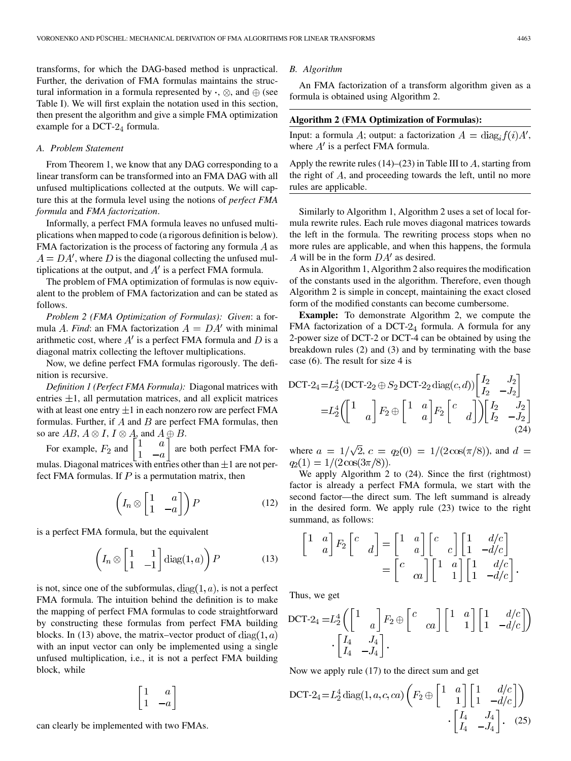transforms, for which the DAG-based method is unpractical. Further, the derivation of FMA formulas maintains the structural information in a formula represented by $\cdot$, $\otimes$, and $\oplus$ (see Table I). We will first explain the notation used in this section, then present the algorithm and give a simple FMA optimization example for a DCT-$2_4$ formula.

### A. Problem Statement

From Theorem 1, we know that any DAG corresponding to a linear transform can be transformed into an FMA DAG with all unfused multiplications collected at the outputs. We will capture this at the formula level using the notions of *perfect FMA formula* and *FMA factorization*.

Informally, a perfect FMA formula leaves no unfused multiplications when mapped to code (a rigorous definition is below). FMA factorization is the process of factoring any formula $A$ as $A = DA'$, where $D$ is the diagonal collecting the unfused multiplications at the output, and $A'$ is a perfect FMA formula.

The problem of FMA optimization of formulas is now equivalent to the problem of FMA factorization and can be stated as follows.

*Problem 2 (FMA Optimization of Formulas): Given*: a formula $A$. *Find*: an FMA factorization $A = DA'$ with minimal arithmetic cost, where $A'$ is a perfect FMA formula and $D$ is a diagonal matrix collecting the leftover multiplications.

Now, we define perfect FMA formulas rigorously. The definition is recursive.

*Definition 1 (Perfect FMA Formula):* Diagonal matrices with entries $\pm 1$, all permutation matrices, and all explicit matrices with at least one entry $\pm 1$ in each nonzero row are perfect FMA formulas. Further, if $A$ and $B$ are perfect FMA formulas, then so are $AB$, $A \otimes I$, $I \otimes A$, and $A \oplus B$.

For example, $F_2$ and $\begin{bmatrix} 1 & a \\ 1 & -a \end{bmatrix}$ are both perfect FMA formulas. Diagonal matrices with entries other than $\pm 1$ are not perfect FMA formulas. If $P$ is a permutation matrix, then

$$\left( I_n \otimes \begin{bmatrix} 1 & a \\ 1 & -a \end{bmatrix} \right) P \tag{12}$$

is a perfect FMA formula, but the equivalent

$$\left( I_n \otimes \begin{bmatrix} 1 & 1 \\ 1 & -1 \end{bmatrix} \operatorname{diag}(1, a) \right) P \tag{13}$$

is not, since one of the subformulas, $\operatorname{diag}(1, a)$, is not a perfect FMA formula. The intuition behind the definition is to make the mapping of perfect FMA formulas to code straightforward by constructing these formulas from perfect FMA building blocks. In (13) above, the matrix–vector product of $\operatorname{diag}(1, a)$ with an input vector can only be implemented using a single unfused multiplication, i.e., it is not a perfect FMA building block, while

$$\begin{bmatrix} 1 & a \\ 1 & -a \end{bmatrix}$$

can clearly be implemented with two FMAs.

### B. Algorithm

An FMA factorization of a transform algorithm given as a formula is obtained using Algorithm 2.

**Algorithm 2 (FMA Optimization of Formulas):**

Input: a formula $A$; output: a factorization $A = \operatorname{diag}_i f(i) A'$, where $A'$ is a perfect FMA formula.

Apply the rewrite rules (14)–(23) in Table III to $A$, starting from the right of $A$, and proceeding towards the left, until no more rules are applicable.

Similarly to Algorithm 1, Algorithm 2 uses a set of local formula rewrite rules. Each rule moves diagonal matrices towards the left in the formula. The rewriting process stops when no more rules are applicable, and when this happens, the formula $A$ will be in the form $DA'$ as desired.

As in Algorithm 1, Algorithm 2 also requires the modification of the constants used in the algorithm. Therefore, even though Algorithm 2 is simple in concept, maintaining the exact closed form of the modified constants can become cumbersome.

**Example:** To demonstrate Algorithm 2, we compute the FMA factorization of a DCT-$2_4$ formula. A formula for any 2-power size of DCT-2 or DCT-4 can be obtained by using the breakdown rules (2) and (3) and by terminating with the base case (6). The result for size 4 is

$$\begin{aligned}
\text{DCT-}2_4 &= L_2^4 \left( \text{DCT-}2_2 \oplus S_2 \, \text{DCT-}2_2 \operatorname{diag}(c, d) \right) \begin{bmatrix} I_2 & J_2 \\ I_2 & -J_2 \end{bmatrix} \\
&= L_2^4 \left( \begin{bmatrix} 1 & \\ & a \end{bmatrix} F_2 \oplus \begin{bmatrix} 1 & a \\ & a \end{bmatrix} F_2 \begin{bmatrix} c & \\ & d \end{bmatrix} \right) \begin{bmatrix} I_2 & J_2 \\ I_2 & -J_2 \end{bmatrix}
\end{aligned} \tag{24}$$

where $a = 1/\sqrt{2}$, $c = q_2(0) = 1/(2\cos(\pi/8))$, and $d = q_2(1) = 1/(2\cos(3\pi/8))$.

We apply Algorithm 2 to (24). Since the first (rightmost) factor is already a perfect FMA formula, we start with the second factor—the direct sum. The left summand is already in the desired form. We apply rule (23) twice to the right summand, as follows:

$$\begin{aligned}
\begin{bmatrix} 1 & a \\ & a \end{bmatrix} F_2 \begin{bmatrix} c & \\ & d \end{bmatrix} &= \begin{bmatrix} 1 & a \\ & a \end{bmatrix} \begin{bmatrix} c & \\ & c \end{bmatrix} \begin{bmatrix} 1 & d/c \\ 1 & -d/c \end{bmatrix} \\
&= \begin{bmatrix} c & \\ & ca \end{bmatrix} \begin{bmatrix} 1 & a \\ & 1 \end{bmatrix} \begin{bmatrix} 1 & d/c \\ 1 & -d/c \end{bmatrix}.
\end{aligned}$$

Thus, we get

$$\begin{aligned}
\text{DCT-}2_4 = L_2^4 &\left( \begin{bmatrix} 1 & \\ & a \end{bmatrix} F_2 \oplus \begin{bmatrix} c & \\ & ca \end{bmatrix} \begin{bmatrix} 1 & a \\ & 1 \end{bmatrix} \begin{bmatrix} 1 & d/c \\ 1 & -d/c \end{bmatrix} \right) \\
&\cdot \begin{bmatrix} I_4 & J_4 \\ I_4 & -J_4 \end{bmatrix}.
\end{aligned}$$

Now we apply rule (17) to the direct sum and get

$$\begin{aligned}
\text{DCT-}2_4 = L_2^4 \operatorname{diag}(1, a, c, ca) &\left( F_2 \oplus \begin{bmatrix} 1 & a \\ & 1 \end{bmatrix} \begin{bmatrix} 1 & d/c \\ 1 & -d/c \end{bmatrix} \right) \\
&\cdot \begin{bmatrix} I_4 & J_4 \\ I_4 & -J_4 \end{bmatrix}.
\end{aligned} \tag{25}$$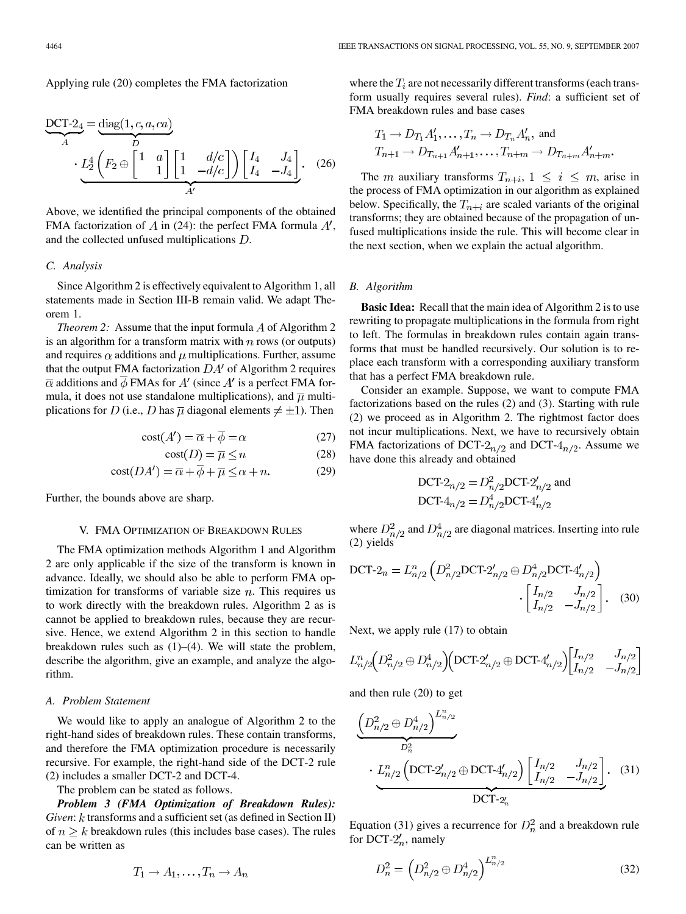Applying rule (20) completes the FMA factorization

$$\underbrace{\text{DCT-2}_4}_{A} = \underbrace{\text{diag}(1, c, a, ca)}_{D} \cdot \underbrace{L_2^4 \left( F_2 \oplus \begin{bmatrix} 1 & a \\ & 1 \end{bmatrix} \begin{bmatrix} 1 & d/c \\ 1 & -d/c \end{bmatrix} \right) \begin{bmatrix} I_4 & J_4 \\ I_4 & -J_4 \end{bmatrix}}_{A'}. \quad (26)$$

Above, we identified the principal components of the obtained FMA factorization of $A$ in (24): the perfect FMA formula $A'$, and the collected unfused multiplications $D$.

### C. Analysis

Since Algorithm 2 is effectively equivalent to Algorithm 1, all statements made in Section III-B remain valid. We adapt Theorem 1.

*Theorem 2:* Assume that the input formula $A$ of Algorithm 2 is an algorithm for a transform matrix with $n$ rows (or outputs) and requires $\alpha$ additions and $\mu$ multiplications. Further, assume that the output FMA factorization $DA'$ of Algorithm 2 requires $\overline{\alpha}$ additions and $\overline{\phi}$ FMAs for $A'$ (since $A'$ is a perfect FMA formula, it does not use standalone multiplications), and $\overline{\mu}$ multiplications for $D$ (i.e., $D$ has $\overline{\mu}$ diagonal elements $\neq \pm 1$). Then

$$\text{cost}(A') = \overline{\alpha} + \overline{\phi} = \alpha \quad (27)$$

$$\text{cost}(D) = \overline{\mu} \leq n \quad (28)$$

$$\text{cost}(DA') = \overline{\alpha} + \overline{\phi} + \overline{\mu} \leq \alpha + n. \quad (29)$$

Further, the bounds above are sharp.

## V. FMA Optimization of Breakdown Rules

The FMA optimization methods Algorithm 1 and Algorithm 2 are only applicable if the size of the transform is known in advance. Ideally, we should also be able to perform FMA optimization for transforms of variable size $n$. This requires us to work directly with the breakdown rules. Algorithm 2 as is cannot be applied to breakdown rules, because they are recursive. Hence, we extend Algorithm 2 in this section to handle breakdown rules such as (1)–(4). We will state the problem, describe the algorithm, give an example, and analyze the algorithm.

### A. Problem Statement

We would like to apply an analogue of Algorithm 2 to the right-hand sides of breakdown rules. These contain transforms, and therefore the FMA optimization procedure is necessarily recursive. For example, the right-hand side of the DCT-2 rule (2) includes a smaller DCT-2 and DCT-4.

The problem can be stated as follows.

***Problem 3 (FMA Optimization of Breakdown Rules):*** *Given*: $k$ transforms and a sufficient set (as defined in Section II) of $n \geq k$ breakdown rules (this includes base cases). The rules can be written as

$$T_1 \to A_1, \ldots, T_n \to A_n$$

where the $T_i$ are not necessarily different transforms (each transform usually requires several rules). *Find*: a sufficient set of FMA breakdown rules and base cases

$$T_1 \to D_{T_1} A'_1, \ldots, T_n \to D_{T_n} A'_n, \text{ and}$$
$$T_{n+1} \to D_{T_{n+1}} A'_{n+1}, \ldots, T_{n+m} \to D_{T_{n+m}} A'_{n+m}.$$

The $m$ auxiliary transforms $T_{n+i}$, $1 \leq i \leq m$, arise in the process of FMA optimization in our algorithm as explained below. Specifically, the $T_{n+i}$ are scaled variants of the original transforms; they are obtained because of the propagation of unfused multiplications inside the rule. This will become clear in the next section, when we explain the actual algorithm.

### B. Algorithm

**Basic Idea:** Recall that the main idea of Algorithm 2 is to use rewriting to propagate multiplications in the formula from right to left. The formulas in breakdown rules contain again transforms that must be handled recursively. Our solution is to replace each transform with a corresponding auxiliary transform that has a perfect FMA breakdown rule.

Consider an example. Suppose, we want to compute FMA factorizations based on the rules (2) and (3). Starting with rule (2) we proceed as in Algorithm 2. The rightmost factor does not incur multiplications. Next, we have to recursively obtain FMA factorizations of $\text{DCT-2}_{n/2}$ and $\text{DCT-4}_{n/2}$. Assume we have done this already and obtained

$$\text{DCT-2}_{n/2} = D^2_{n/2} \text{DCT-2}'_{n/2} \text{ and}$$
$$\text{DCT-4}_{n/2} = D^4_{n/2} \text{DCT-4}'_{n/2}$$

where $D^2_{n/2}$ and $D^4_{n/2}$ are diagonal matrices. Inserting into rule (2) yields

$$\text{DCT-2}_n = L^n_{n/2} \left( D^2_{n/2} \text{DCT-2}'_{n/2} \oplus D^4_{n/2} \text{DCT-4}'_{n/2} \right) \cdot \begin{bmatrix} I_{n/2} & J_{n/2} \\ I_{n/2} & -J_{n/2} \end{bmatrix}. \quad (30)$$

Next, we apply rule (17) to obtain

$$L^n_{n/2} \left( D^2_{n/2} \oplus D^4_{n/2} \right) \left( \text{DCT-2}'_{n/2} \oplus \text{DCT-4}'_{n/2} \right) \begin{bmatrix} I_{n/2} & J_{n/2} \\ I_{n/2} & -J_{n/2} \end{bmatrix}$$

and then rule (20) to get

$$\underbrace{\left( D^2_{n/2} \oplus D^4_{n/2} \right)^{L^n_{n/2}}}_{D^2_n} \cdot \underbrace{L^n_{n/2} \left( \text{DCT-2}'_{n/2} \oplus \text{DCT-4}'_{n/2} \right) \begin{bmatrix} I_{n/2} & J_{n/2} \\ I_{n/2} & -J_{n/2} \end{bmatrix}}_{\text{DCT-2}'_n}. \quad (31)$$

Equation (31) gives a recurrence for $D^2_n$ and a breakdown rule for $\text{DCT-2}'_n$, namely

$$D^2_n = \left( D^2_{n/2} \oplus D^4_{n/2} \right)^{L^n_{n/2}} \quad (32)$$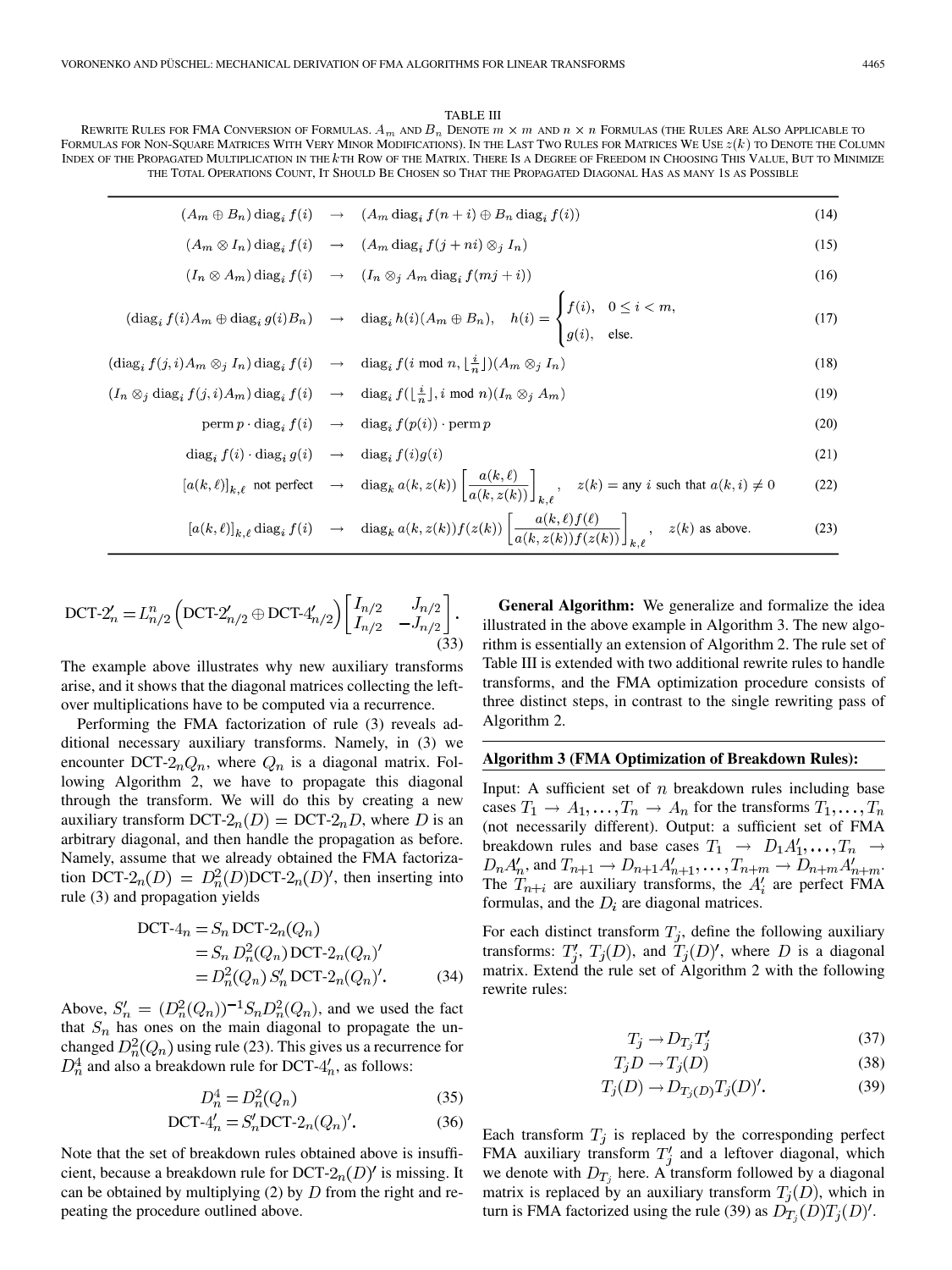TABLE III

REWRITE RULES FOR FMA CONVERSION OF FORMULAS. $A_m$ AND $B_n$ DENOTE $m \times m$ AND $n \times n$ FORMULAS (THE RULES ARE ALSO APPLICABLE TO FORMULAS FOR NON-SQUARE MATRICES WITH VERY MINOR MODIFICATIONS). IN THE LAST TWO RULES FOR MATRICES WE USE $z(k)$ TO DENOTE THE COLUMN INDEX OF THE PROPAGATED MULTIPLICATION IN THE $k$TH ROW OF THE MATRIX. THERE IS A DEGREE OF FREEDOM IN CHOOSING THIS VALUE, BUT TO MINIMIZE THE TOTAL OPERATIONS COUNT, IT SHOULD BE CHOSEN SO THAT THE PROPAGATED DIAGONAL HAS AS MANY 1S AS POSSIBLE

$$(A_m \oplus B_n)\operatorname{diag}_i f(i) \rightarrow (A_m \operatorname{diag}_i f(n+i) \oplus B_n \operatorname{diag}_i f(i)) \tag{14}$$

$$(A_m \otimes I_n)\operatorname{diag}_i f(i) \rightarrow (A_m \operatorname{diag}_i f(j+ni) \otimes_j I_n) \tag{15}$$

$$(I_n \otimes A_m)\operatorname{diag}_i f(i) \rightarrow (I_n \otimes_j A_m \operatorname{diag}_i f(mj+i)) \tag{16}$$

$$(\operatorname{diag}_i f(i) A_m \oplus \operatorname{diag}_i g(i) B_n) \rightarrow \operatorname{diag}_i h(i)(A_m \oplus B_n), \quad h(i) = \begin{cases} f(i), & 0 \le i < m, \\ g(i), & \text{else.} \end{cases} \tag{17}$$

$$(\operatorname{diag}_i f(j,i) A_m \otimes_j I_n)\operatorname{diag}_i f(i) \rightarrow \operatorname{diag}_i f(i \bmod n, \lfloor \tfrac{i}{n} \rfloor)(A_m \otimes_j I_n) \tag{18}$$

$$(I_n \otimes_j \operatorname{diag}_i f(j,i) A_m)\operatorname{diag}_i f(i) \rightarrow \operatorname{diag}_i f(\lfloor \tfrac{i}{n} \rfloor, i \bmod n)(I_n \otimes_j A_m) \tag{19}$$

$$\operatorname{perm} p \cdot \operatorname{diag}_i f(i) \rightarrow \operatorname{diag}_i f(p(i)) \cdot \operatorname{perm} p \tag{20}$$

$$\operatorname{diag}_i f(i) \cdot \operatorname{diag}_i g(i) \rightarrow \operatorname{diag}_i f(i)g(i) \tag{21}$$

$$[a(k,\ell)]_{k,\ell} \text{ not perfect} \rightarrow \operatorname{diag}_k a(k, z(k)) \left[ \frac{a(k,\ell)}{a(k,z(k))} \right]_{k,\ell}, \quad z(k) = \text{any } i \text{ such that } a(k,i) \neq 0 \tag{22}$$

$$[a(k,\ell)]_{k,\ell} \operatorname{diag}_i f(i) \rightarrow \operatorname{diag}_k a(k,z(k)) f(z(k)) \left[ \frac{a(k,\ell) f(\ell)}{a(k,z(k)) f(z(k))} \right]_{k,\ell}, \quad z(k) \text{ as above.} \tag{23}$$

$$\text{DCT-2}'_n = L^n_{n/2} \left( \text{DCT-2}'_{n/2} \oplus \text{DCT-4}'_{n/2} \right) \begin{bmatrix} I_{n/2} & J_{n/2} \\ I_{n/2} & -J_{n/2} \end{bmatrix}. \tag{33}$$

The example above illustrates why new auxiliary transforms arise, and it shows that the diagonal matrices collecting the leftover multiplications have to be computed via a recurrence.

Performing the FMA factorization of rule (3) reveals additional necessary auxiliary transforms. Namely, in (3) we encounter DCT-$2_n Q_n$, where $Q_n$ is a diagonal matrix. Following Algorithm 2, we have to propagate this diagonal through the transform. We will do this by creating a new auxiliary transform DCT-$2_n(D)$ = DCT-$2_n D$, where $D$ is an arbitrary diagonal, and then handle the propagation as before. Namely, assume that we already obtained the FMA factorization DCT-$2_n(D) = D^2_n(D)$DCT-$2_n(D)'$, then inserting into rule (3) and propagation yields

$$\begin{aligned} \text{DCT-4}_n &= S_n \,\text{DCT-2}_n(Q_n) \\ &= S_n \, D^2_n(Q_n) \,\text{DCT-2}_n(Q_n)' \\ &= D^2_n(Q_n) \, S'_n \,\text{DCT-2}_n(Q_n)'. \end{aligned} \tag{34}$$

Above, $S'_n = (D^2_n(Q_n))^{-1} S_n D^2_n(Q_n)$, and we used the fact that $S_n$ has ones on the main diagonal to propagate the unchanged $D^2_n(Q_n)$ using rule (23). This gives us a recurrence for $D^4_n$ and also a breakdown rule for DCT-$4'_n$, as follows:

$$D^4_n = D^2_n(Q_n) \tag{35}$$

$$\text{DCT-4}'_n = S'_n \text{DCT-2}_n(Q_n)'. \tag{36}$$

Note that the set of breakdown rules obtained above is insufficient, because a breakdown rule for DCT-$2_n(D)'$ is missing. It can be obtained by multiplying (2) by $D$ from the right and repeating the procedure outlined above.

**General Algorithm:** We generalize and formalize the idea illustrated in the above example in Algorithm 3. The new algorithm is essentially an extension of Algorithm 2. The rule set of Table III is extended with two additional rewrite rules to handle transforms, and the FMA optimization procedure consists of three distinct steps, in contrast to the single rewriting pass of Algorithm 2.

**Algorithm 3 (FMA Optimization of Breakdown Rules):**

Input: A sufficient set of $n$ breakdown rules including base cases $T_1 \rightarrow A_1, \ldots, T_n \rightarrow A_n$ for the transforms $T_1, \ldots, T_n$ (not necessarily different). Output: a sufficient set of FMA breakdown rules and base cases $T_1 \rightarrow D_1 A'_1, \ldots, T_n \rightarrow D_n A'_n$, and $T_{n+1} \rightarrow D_{n+1} A'_{n+1}, \ldots, T_{n+m} \rightarrow D_{n+m} A'_{n+m}$. The $T_{n+i}$ are auxiliary transforms, the $A'_i$ are perfect FMA formulas, and the $D_i$ are diagonal matrices.

For each distinct transform $T_j$, define the following auxiliary transforms: $T'_j$, $T_j(D)$, and $T_j(D)'$, where $D$ is a diagonal matrix. Extend the rule set of Algorithm 2 with the following rewrite rules:

$$T_j \rightarrow D_{T_j} T'_j \tag{37}$$

$$T_j D \rightarrow T_j(D) \tag{38}$$

$$T_j(D) \rightarrow D_{T_j(D)} T_j(D)'. \tag{39}$$

Each transform $T_j$ is replaced by the corresponding perfect FMA auxiliary transform $T'_j$ and a leftover diagonal, which we denote with $D_{T_j}$ here. A transform followed by a diagonal matrix is replaced by an auxiliary transform $T_j(D)$, which in turn is FMA factorized using the rule (39) as $D_{T_j}(D) T_j(D)'$.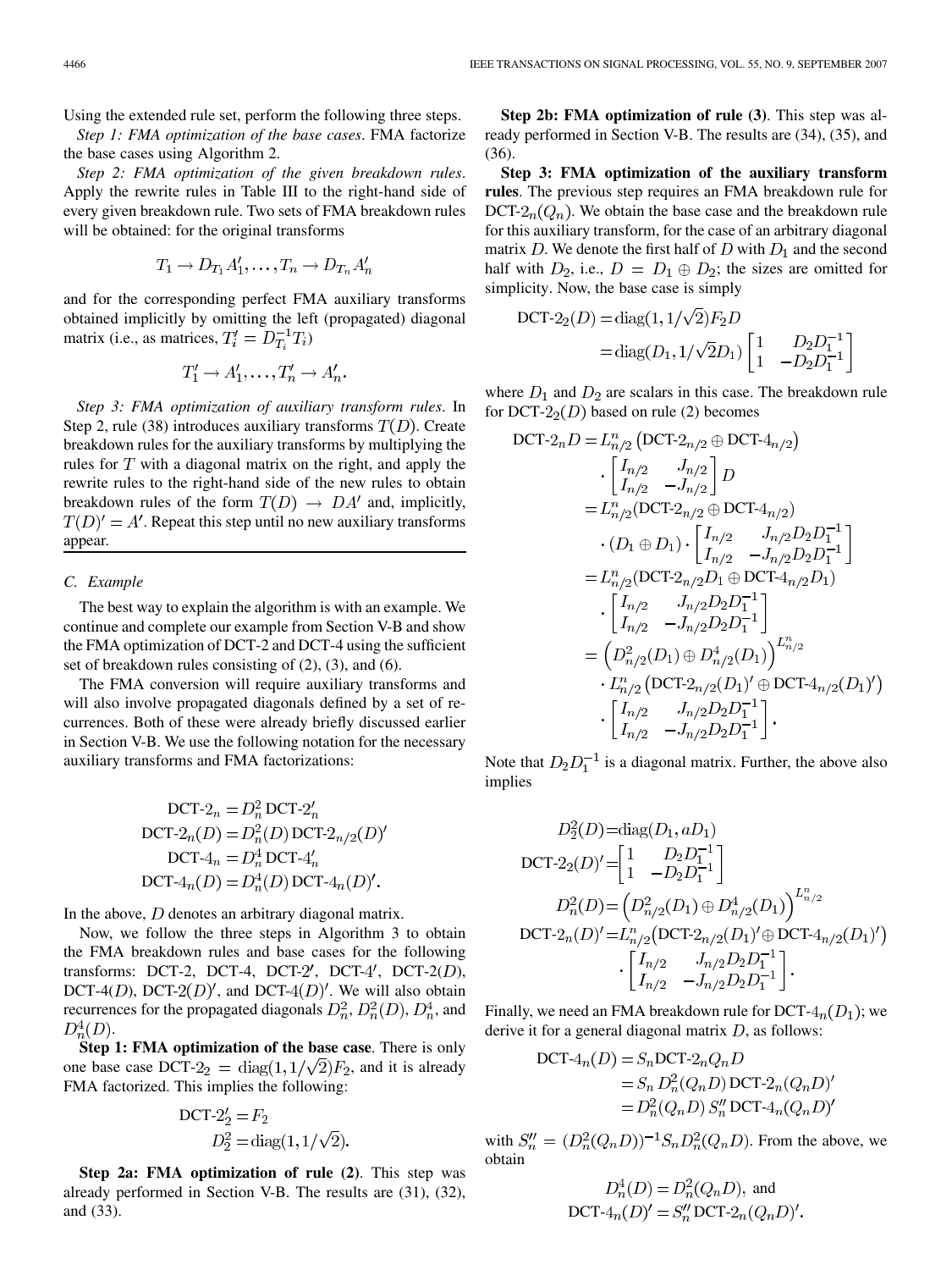Using the extended rule set, perform the following three steps.

*Step 1: FMA optimization of the base cases*. FMA factorize the base cases using Algorithm 2.

*Step 2: FMA optimization of the given breakdown rules*. Apply the rewrite rules in Table III to the right-hand side of every given breakdown rule. Two sets of FMA breakdown rules will be obtained: for the original transforms

$$T_1 \rightarrow D_{T_1} A_1', \ldots, T_n \rightarrow D_{T_n} A_n'$$

and for the corresponding perfect FMA auxiliary transforms obtained implicitly by omitting the left (propagated) diagonal matrix (i.e., as matrices, $T_i' = D_{T_i}^{-1} T_i$)

$$T_1' \rightarrow A_1', \ldots, T_n' \rightarrow A_n'.$$

*Step 3: FMA optimization of auxiliary transform rules*. In Step 2, rule (38) introduces auxiliary transforms $T(D)$. Create breakdown rules for the auxiliary transforms by multiplying the rules for $T$ with a diagonal matrix on the right, and apply the rewrite rules to the right-hand side of the new rules to obtain breakdown rules of the form $T(D) \rightarrow DA'$ and, implicitly, $T(D)' = A'$. Repeat this step until no new auxiliary transforms appear.

### C. Example

The best way to explain the algorithm is with an example. We continue and complete our example from Section V-B and show the FMA optimization of DCT-2 and DCT-4 using the sufficient set of breakdown rules consisting of (2), (3), and (6).

The FMA conversion will require auxiliary transforms and will also involve propagated diagonals defined by a set of recurrences. Both of these were already briefly discussed earlier in Section V-B. We use the following notation for the necessary auxiliary transforms and FMA factorizations:

$$\begin{aligned}
\text{DCT-2}_n &= D_n^2 \, \text{DCT-2}_n' \\
\text{DCT-2}_n(D) &= D_n^2(D) \, \text{DCT-2}_{n/2}(D)' \\
\text{DCT-4}_n &= D_n^4 \, \text{DCT-4}_n' \\
\text{DCT-4}_n(D) &= D_n^4(D) \, \text{DCT-4}_n(D)'.
\end{aligned}$$

In the above, $D$ denotes an arbitrary diagonal matrix.

Now, we follow the three steps in Algorithm 3 to obtain the FMA breakdown rules and base cases for the following transforms: DCT-2, DCT-4, DCT-2$'$, DCT-4$'$, DCT-2$(D)$, DCT-4$(D)$, DCT-2$(D)'$, and DCT-4$(D)'$. We will also obtain recurrences for the propagated diagonals $D_n^2$, $D_n^2(D)$, $D_n^4$, and $D_n^4(D)$.

**Step 1: FMA optimization of the base case**. There is only one base case $\text{DCT-2}_2 = \text{diag}(1, 1/\sqrt{2}) F_2$, and it is already FMA factorized. This implies the following:

$$\begin{aligned}
\text{DCT-2}_2' &= F_2 \\
D_2^2 &= \text{diag}(1, 1/\sqrt{2}).
\end{aligned}$$

**Step 2a: FMA optimization of rule (2)**. This step was already performed in Section V-B. The results are (31), (32), and (33).

**Step 2b: FMA optimization of rule (3)**. This step was already performed in Section V-B. The results are (34), (35), and (36).

**Step 3: FMA optimization of the auxiliary transform rules**. The previous step requires an FMA breakdown rule for DCT-$2_n(Q_n)$. We obtain the base case and the breakdown rule for this auxiliary transform, for the case of an arbitrary diagonal matrix $D$. We denote the first half of $D$ with $D_1$ and the second half with $D_2$, i.e., $D = D_1 \oplus D_2$; the sizes are omitted for simplicity. Now, the base case is simply

$$\begin{aligned}
\text{DCT-2}_2(D) &= \text{diag}(1, 1/\sqrt{2}) F_2 D \\
&= \text{diag}(D_1, 1/\sqrt{2} D_1) \begin{bmatrix} 1 & D_2 D_1^{-1} \\ 1 & -D_2 D_1^{-1} \end{bmatrix}
\end{aligned}$$

where $D_1$ and $D_2$ are scalars in this case. The breakdown rule for DCT-$2_2(D)$ based on rule (2) becomes

$$\begin{aligned}
\text{DCT-2}_n D &= L_{n/2}^n \left( \text{DCT-2}_{n/2} \oplus \text{DCT-4}_{n/2} \right) \\
&\quad \cdot \begin{bmatrix} I_{n/2} & J_{n/2} \\ I_{n/2} & -J_{n/2} \end{bmatrix} D \\
&= L_{n/2}^n (\text{DCT-2}_{n/2} \oplus \text{DCT-4}_{n/2}) \\
&\quad \cdot (D_1 \oplus D_1) \cdot \begin{bmatrix} I_{n/2} & J_{n/2} D_2 D_1^{-1} \\ I_{n/2} & -J_{n/2} D_2 D_1^{-1} \end{bmatrix} \\
&= L_{n/2}^n (\text{DCT-2}_{n/2} D_1 \oplus \text{DCT-4}_{n/2} D_1) \\
&\quad \cdot \begin{bmatrix} I_{n/2} & J_{n/2} D_2 D_1^{-1} \\ I_{n/2} & -J_{n/2} D_2 D_1^{-1} \end{bmatrix} \\
&= \left( D_{n/2}^2(D_1) \oplus D_{n/2}^4(D_1) \right)^{L_{n/2}^n} \\
&\quad \cdot L_{n/2}^n \left( \text{DCT-2}_{n/2}(D_1)' \oplus \text{DCT-4}_{n/2}(D_1)' \right) \\
&\quad \cdot \begin{bmatrix} I_{n/2} & J_{n/2} D_2 D_1^{-1} \\ I_{n/2} & -J_{n/2} D_2 D_1^{-1} \end{bmatrix}.
\end{aligned}$$

Note that $D_2 D_1^{-1}$ is a diagonal matrix. Further, the above also implies

$$\begin{aligned}
D_2^2(D) &= \text{diag}(D_1, a D_1) \\
\text{DCT-2}_2(D)' &= \begin{bmatrix} 1 & D_2 D_1^{-1} \\ 1 & -D_2 D_1^{-1} \end{bmatrix} \\
D_n^2(D) &= \left( D_{n/2}^2(D_1) \oplus D_{n/2}^4(D_1) \right)^{L_{n/2}^n} \\
\text{DCT-2}_n(D)' &= L_{n/2}^n \left( \text{DCT-2}_{n/2}(D_1)' \oplus \text{DCT-4}_{n/2}(D_1)' \right) \\
&\quad \cdot \begin{bmatrix} I_{n/2} & J_{n/2} D_2 D_1^{-1} \\ I_{n/2} & -J_{n/2} D_2 D_1^{-1} \end{bmatrix}.
\end{aligned}$$

Finally, we need an FMA breakdown rule for DCT-$4_n(D_1)$; we derive it for a general diagonal matrix $D$, as follows:

$$\begin{aligned}
\text{DCT-4}_n(D) &= S_n \text{DCT-2}_n Q_n D \\
&= S_n \, D_n^2(Q_n D) \, \text{DCT-2}_n(Q_n D)' \\
&= D_n^2(Q_n D) \, S_n'' \, \text{DCT-4}_n(Q_n D)'
\end{aligned}$$

with $S_n'' = (D_n^2(Q_n D))^{-1} S_n D_n^2(Q_n D)$. From the above, we obtain

$$\begin{aligned}
D_n^4(D) &= D_n^2(Q_n D), \text{ and} \\
\text{DCT-4}_n(D)' &= S_n'' \, \text{DCT-2}_n(Q_n D)'.
\end{aligned}$$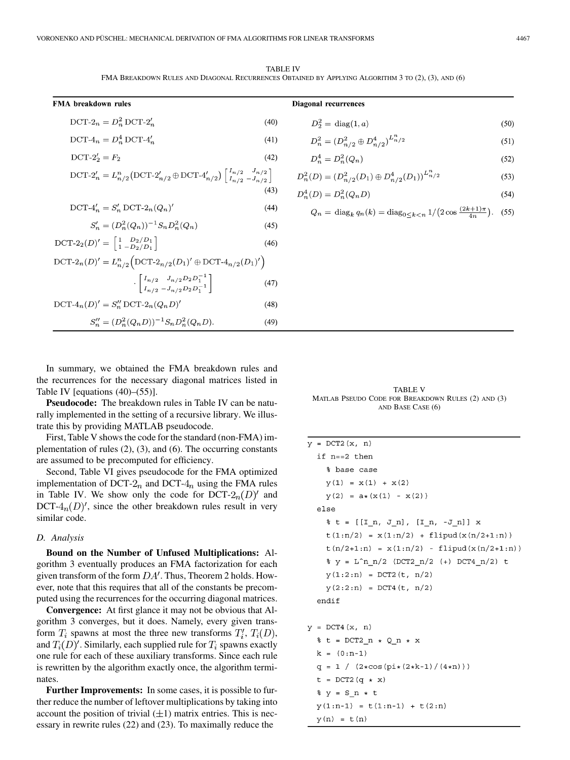TABLE IV

FMA BREAKDOWN RULES AND DIAGONAL RECURRENCES OBTAINED BY APPLYING ALGORITHM 3 TO (2), (3), AND (6)

**FMA breakdown rules**

$$\text{DCT-2}_n = D_n^2 \, \text{DCT-2}'_n \quad (40)$$

$$\text{DCT-4}_n = D_n^4 \, \text{DCT-4}'_n \quad (41)$$

$$\text{DCT-2}'_2 = F_2 \quad (42)$$

$$\text{DCT-2}'_n = L^n_{n/2} \big(\text{DCT-2}'_{n/2} \oplus \text{DCT-4}'_{n/2}\big) \begin{bmatrix} I_{n/2} & J_{n/2} \\ I_{n/2} & -J_{n/2} \end{bmatrix} \quad (43)$$

$$\text{DCT-4}'_n = S'_n \, \text{DCT-2}_n(Q_n)' \quad (44)$$

$$S'_n = (D_n^2(Q_n))^{-1} S_n D_n^2(Q_n) \quad (45)$$

$$\text{DCT-2}_2(D)' = \begin{bmatrix} 1 & D_2/D_1 \\ 1 & -D_2/D_1 \end{bmatrix} \quad (46)$$

$$\text{DCT-2}_n(D)' = L^n_{n/2} \Big(\text{DCT-2}_{n/2}(D_1)' \oplus \text{DCT-4}_{n/2}(D_1)'\Big) \cdot \begin{bmatrix} I_{n/2} & J_{n/2} D_2 D_1^{-1} \\ I_{n/2} & -J_{n/2} D_2 D_1^{-1} \end{bmatrix} \quad (47)$$

$$\text{DCT-4}_n(D)' = S''_n \, \text{DCT-2}_n(Q_n D)' \quad (48)$$

$$S''_n = (D_n^2(Q_n D))^{-1} S_n D_n^2(Q_n D). \quad (49)$$

**Diagonal recurrences**

$$D_2^2 = \text{diag}(1, a) \quad (50)$$

$$D_n^2 = (D^2_{n/2} \oplus D^4_{n/2})^{L^n_{n/2}} \quad (51)$$

$$D_n^4 = D_n^2(Q_n) \quad (52)$$

$$D_n^2(D) = (D^2_{n/2}(D_1) \oplus D^4_{n/2}(D_1))^{L^n_{n/2}} \quad (53)$$

$$D_n^4(D) = D_n^2(Q_n D) \quad (54)$$

$$Q_n = \text{diag}_k \, q_n(k) = \text{diag}_{0 \le k < n} \, 1/\big(2 \cos \tfrac{(2k+1)\pi}{4n}\big). \quad (55)$$

In summary, we obtained the FMA breakdown rules and the recurrences for the necessary diagonal matrices listed in Table IV [equations (40)–(55)].

**Pseudocode:** The breakdown rules in Table IV can be naturally implemented in the setting of a recursive library. We illustrate this by providing MATLAB pseudocode.

First, Table V shows the code for the standard (non-FMA) implementation of rules (2), (3), and (6). The occurring constants are assumed to be precomputed for efficiency.

Second, Table VI gives pseudocode for the FMA optimized implementation of DCT-$2_n$ and DCT-$4_n$ using the FMA rules in Table IV. We show only the code for DCT-$2_n(D)'$ and DCT-$4_n(D)'$, since the other breakdown rules result in very similar code.

### D. Analysis

**Bound on the Number of Unfused Multiplications:** Algorithm 3 eventually produces an FMA factorization for each given transform of the form $DA'$. Thus, Theorem 2 holds. However, note that this requires that all of the constants be precomputed using the recurrences for the occurring diagonal matrices.

**Convergence:** At first glance it may not be obvious that Algorithm 3 converges, but it does. Namely, every given transform $T_i$ spawns at most the three new transforms $T'_i$, $T_i(D)$, and $T_i(D)'$. Similarly, each supplied rule for $T_i$ spawns exactly one rule for each of these auxiliary transforms. Since each rule is rewritten by the algorithm exactly once, the algorithm terminates.

**Further Improvements:** In some cases, it is possible to further reduce the number of leftover multiplications by taking into account the position of trivial ($\pm 1$) matrix entries. This is necessary in rewrite rules (22) and (23). To maximally reduce the

TABLE V

MATLAB PSEUDO CODE FOR BREAKDOWN RULES (2) AND (3) AND BASE CASE (6)

```
y = DCT2(x, n)
  if n==2 then
    % base case
    y(1) = x(1) + x(2)
    y(2) = a*(x(1) - x(2))
  else
    % t = [[I_n, J_n], [I_n, -J_n]] x
    t(1:n/2) = x(1:n/2) + flipud(x(n/2+1:n))
    t(n/2+1:n) = x(1:n/2) - flipud(x(n/2+1:n))
    % y = L^n_n/2 (DCT2_n/2 (+) DCT4_n/2) t
    y(1:2:n) = DCT2(t, n/2)
    y(2:2:n) = DCT4(t, n/2)
  endif

y = DCT4(x, n)
  % t = DCT2_n * Q_n * x
  k = (0:n-1)
  q = 1 / (2*cos(pi*(2*k-1)/(4*n)))
  t = DCT2(q * x)
  % y = S_n * t
  y(1:n-1) = t(1:n-1) + t(2:n)
  y(n) = t(n)
```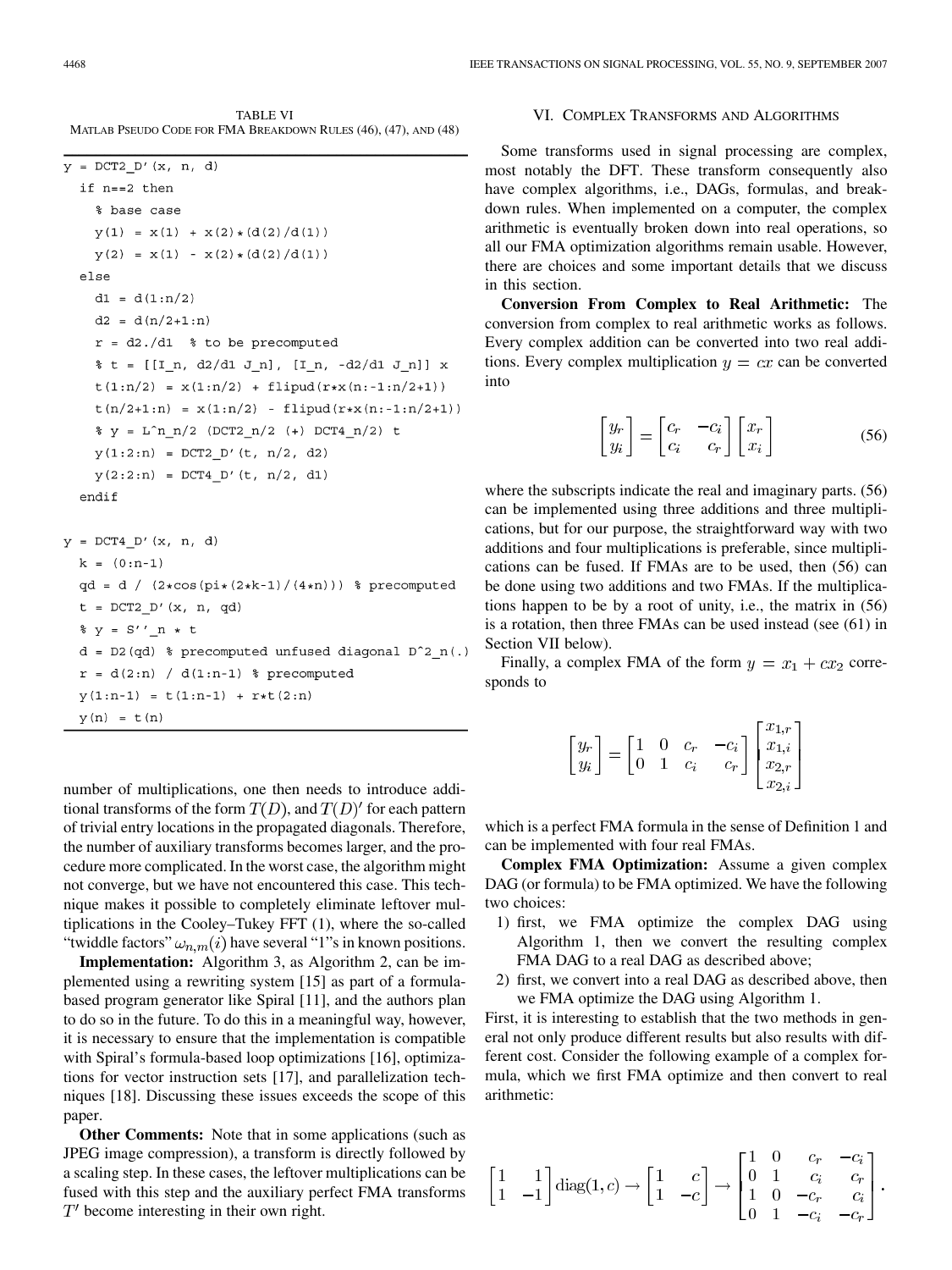TABLE VI
MATLAB PSEUDO CODE FOR FMA BREAKDOWN RULES (46), (47), AND (48)

```
y = DCT2_D'(x, n, d)
  if n==2 then
    % base case
    y(1) = x(1) + x(2)*(d(2)/d(1))
    y(2) = x(1) - x(2)*(d(2)/d(1))
  else
    d1 = d(1:n/2)
    d2 = d(n/2+1:n)
    r = d2./d1  % to be precomputed
    % t = [[I_n, d2/d1 J_n], [I_n, -d2/d1 J_n]] x
    t(1:n/2) = x(1:n/2) + flipud(r*x(n:-1:n/2+1))
    t(n/2+1:n) = x(1:n/2) - flipud(r*x(n:-1:n/2+1))
    % y = L^n_n/2 (DCT2_n/2 (+) DCT4_n/2) t
    y(1:2:n) = DCT2_D'(t, n/2, d2)
    y(2:2:n) = DCT4_D'(t, n/2, d1)
  endif

y = DCT4_D'(x, n, d)
  k = (0:n-1)
  qd = d / (2*cos(pi*(2*k-1)/(4*n))) % precomputed
  t = DCT2_D'(x, n, qd)
  % y = S''_n * t
  d = D2(qd) % precomputed unfused diagonal D^2_n(.)
  r = d(2:n) / d(1:n-1) % precomputed
  y(1:n-1) = t(1:n-1) + r*t(2:n)
  y(n) = t(n)
```

number of multiplications, one then needs to introduce additional transforms of the form $T(D)$, and $T(D)'$ for each pattern of trivial entry locations in the propagated diagonals. Therefore, the number of auxiliary transforms becomes larger, and the procedure more complicated. In the worst case, the algorithm might not converge, but we have not encountered this case. This technique makes it possible to completely eliminate leftover multiplications in the Cooley–Tukey FFT (1), where the so-called "twiddle factors" $\omega_{n,m}(i)$ have several "1"s in known positions.

**Implementation:** Algorithm 3, as Algorithm 2, can be implemented using a rewriting system [15] as part of a formula-based program generator like Spiral [11], and the authors plan to do so in the future. To do this in a meaningful way, however, it is necessary to ensure that the implementation is compatible with Spiral's formula-based loop optimizations [16], optimizations for vector instruction sets [17], and parallelization techniques [18]. Discussing these issues exceeds the scope of this paper.

**Other Comments:** Note that in some applications (such as JPEG image compression), a transform is directly followed by a scaling step. In these cases, the leftover multiplications can be fused with this step and the auxiliary perfect FMA transforms $T'$ become interesting in their own right.

## VI. COMPLEX TRANSFORMS AND ALGORITHMS

Some transforms used in signal processing are complex, most notably the DFT. These transform consequently also have complex algorithms, i.e., DAGs, formulas, and breakdown rules. When implemented on a computer, the complex arithmetic is eventually broken down into real operations, so all our FMA optimization algorithms remain usable. However, there are choices and some important details that we discuss in this section.

**Conversion From Complex to Real Arithmetic:** The conversion from complex to real arithmetic works as follows. Every complex addition can be converted into two real additions. Every complex multiplication $y = cx$ can be converted into

$$\begin{bmatrix} y_r \\ y_i \end{bmatrix} = \begin{bmatrix} c_r & -c_i \\ c_i & c_r \end{bmatrix} \begin{bmatrix} x_r \\ x_i \end{bmatrix} \tag{56}$$

where the subscripts indicate the real and imaginary parts. (56) can be implemented using three additions and three multiplications, but for our purpose, the straightforward way with two additions and four multiplications is preferable, since multiplications can be fused. If FMAs are to be used, then (56) can be done using two additions and two FMAs. If the multiplications happen to be by a root of unity, i.e., the matrix in (56) is a rotation, then three FMAs can be used instead (see (61) in Section VII below).

Finally, a complex FMA of the form $y = x_1 + cx_2$ corresponds to

$$\begin{bmatrix} y_r \\ y_i \end{bmatrix} = \begin{bmatrix} 1 & 0 & c_r & -c_i \\ 0 & 1 & c_i & c_r \end{bmatrix} \begin{bmatrix} x_{1,r} \\ x_{1,i} \\ x_{2,r} \\ x_{2,i} \end{bmatrix}$$

which is a perfect FMA formula in the sense of Definition 1 and can be implemented with four real FMAs.

**Complex FMA Optimization:** Assume a given complex DAG (or formula) to be FMA optimized. We have the following two choices:

1) first, we FMA optimize the complex DAG using Algorithm 1, then we convert the resulting complex FMA DAG to a real DAG as described above;
2) first, we convert into a real DAG as described above, then we FMA optimize the DAG using Algorithm 1.

First, it is interesting to establish that the two methods in general not only produce different results but also results with different cost. Consider the following example of a complex formula, which we first FMA optimize and then convert to real arithmetic:

$$\begin{bmatrix} 1 & 1 \\ 1 & -1 \end{bmatrix} \operatorname{diag}(1, c) \rightarrow \begin{bmatrix} 1 & c \\ 1 & -c \end{bmatrix} \rightarrow \begin{bmatrix} 1 & 0 & c_r & -c_i \\ 0 & 1 & c_i & c_r \\ 1 & 0 & -c_r & c_i \\ 0 & 1 & -c_i & -c_r \end{bmatrix}.$$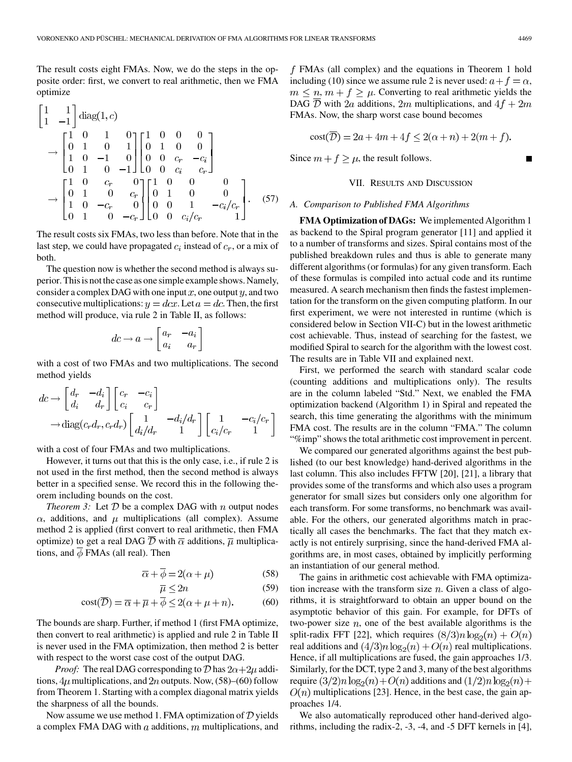The result costs eight FMAs. Now, we do the steps in the opposite order: first, we convert to real arithmetic, then we FMA optimize

$$
\begin{aligned}
&\begin{bmatrix}1 & 1\\ 1 & -1\end{bmatrix}\operatorname{diag}(1,c)\\
&\to \begin{bmatrix}1 & 0 & 1 & 0\\ 0 & 1 & 0 & 1\\ 1 & 0 & -1 & 0\\ 0 & 1 & 0 & -1\end{bmatrix}\begin{bmatrix}1 & 0 & 0 & 0\\ 0 & 1 & 0 & 0\\ 0 & 0 & c_r & -c_i\\ 0 & 0 & c_i & c_r\end{bmatrix}\\
&\to \begin{bmatrix}1 & 0 & c_r & 0\\ 0 & 1 & 0 & c_r\\ 1 & 0 & -c_r & 0\\ 0 & 1 & 0 & -c_r\end{bmatrix}\begin{bmatrix}1 & 0 & 0 & 0\\ 0 & 1 & 0 & 0\\ 0 & 0 & 1 & -c_i/c_r\\ 0 & 0 & c_i/c_r & 1\end{bmatrix}.
\end{aligned} \tag{57}
$$

The result costs six FMAs, two less than before. Note that in the last step, we could have propagated $c_i$ instead of $c_r$, or a mix of both.

The question now is whether the second method is always superior. This is not the case as one simple example shows. Namely, consider a complex DAG with one input $x$, one output $y$, and two consecutive multiplications: $y = dcx$. Let $a = dc$. Then, the first method will produce, via rule 2 in Table II, as follows:

$$dc \to a \to \begin{bmatrix} a_r & -a_i \\ a_i & a_r \end{bmatrix}$$

with a cost of two FMAs and two multiplications. The second method yields

$$
\begin{aligned}
dc &\to \begin{bmatrix} d_r & -d_i \\ d_i & d_r \end{bmatrix}\begin{bmatrix} c_r & -c_i \\ c_i & c_r \end{bmatrix}\\
&\to \operatorname{diag}(c_r d_r, c_r d_r)\begin{bmatrix} 1 & -d_i/d_r \\ d_i/d_r & 1 \end{bmatrix}\begin{bmatrix} 1 & -c_i/c_r \\ c_i/c_r & 1 \end{bmatrix}
\end{aligned}
$$

with a cost of four FMAs and two multiplications.

However, it turns out that this is the only case, i.e., if rule 2 is not used in the first method, then the second method is always better in a specified sense. We record this in the following theorem including bounds on the cost.

*Theorem 3:* Let $\mathcal{D}$ be a complex DAG with $n$ output nodes $\alpha$, additions, and $\mu$ multiplications (all complex). Assume method 2 is applied (first convert to real arithmetic, then FMA optimize) to get a real DAG $\overline{\mathcal{D}}$ with $\overline{\alpha}$ additions, $\overline{\mu}$ multiplications, and $\overline{\phi}$ FMAs (all real). Then

$$\overline{\alpha} + \overline{\phi} = 2(\alpha + \mu) \tag{58}$$

$$\overline{\mu} \le 2n \tag{59}$$

$$\operatorname{cost}(\overline{\mathcal{D}}) = \overline{\alpha} + \overline{\mu} + \overline{\phi} \le 2(\alpha + \mu + n). \tag{60}$$

The bounds are sharp. Further, if method 1 (first FMA optimize, then convert to real arithmetic) is applied and rule 2 in Table II is never used in the FMA optimization, then method 2 is better with respect to the worst case cost of the output DAG.

*Proof:* The real DAG corresponding to $\mathcal{D}$ has $2\alpha + 2\mu$ additions, $4\mu$ multiplications, and $2n$ outputs. Now, (58)–(60) follow from Theorem 1. Starting with a complex diagonal matrix yields the sharpness of all the bounds.

Now assume we use method 1. FMA optimization of $\mathcal{D}$ yields a complex FMA DAG with $a$ additions, $m$ multiplications, and $f$ FMAs (all complex) and the equations in Theorem 1 hold including (10) since we assume rule 2 is never used: $a + f = \alpha$, $m \le n$, $m + f \ge \mu$. Converting to real arithmetic yields the DAG $\overline{\mathcal{D}}$ with $2a$ additions, $2m$ multiplications, and $4f + 2m$ FMAs. Now, the sharp worst case bound becomes

$$\operatorname{cost}(\overline{\mathcal{D}}) = 2a + 4m + 4f \le 2(\alpha + n) + 2(m + f).$$

Since $m + f \ge \mu$, the result follows. ■

## VII. RESULTS AND DISCUSSION

### A. Comparison to Published FMA Algorithms

**FMA Optimization of DAGs:** We implemented Algorithm 1 as backend to the Spiral program generator [11] and applied it to a number of transforms and sizes. Spiral contains most of the published breakdown rules and thus is able to generate many different algorithms (or formulas) for any given transform. Each of these formulas is compiled into actual code and its runtime measured. A search mechanism then finds the fastest implementation for the transform on the given computing platform. In our first experiment, we were not interested in runtime (which is considered below in Section VII-C) but in the lowest arithmetic cost achievable. Thus, instead of searching for the fastest, we modified Spiral to search for the algorithm with the lowest cost. The results are in Table VII and explained next.

First, we performed the search with standard scalar code (counting additions and multiplications only). The results are in the column labeled "Std." Next, we enabled the FMA optimization backend (Algorithm 1) in Spiral and repeated the search, this time generating the algorithms with the minimum FMA cost. The results are in the column "FMA." The column "%imp" shows the total arithmetic cost improvement in percent.

We compared our generated algorithms against the best published (to our best knowledge) hand-derived algorithms in the last column. This also includes FFTW [20], [21], a library that provides some of the transforms and which also uses a program generator for small sizes but considers only one algorithm for each transform. For some transforms, no benchmark was available. For the others, our generated algorithms match in practically all cases the benchmarks. The fact that they match exactly is not entirely surprising, since the hand-derived FMA algorithms are, in most cases, obtained by implicitly performing an instantiation of our general method.

The gains in arithmetic cost achievable with FMA optimization increase with the transform size $n$. Given a class of algorithms, it is straightforward to obtain an upper bound on the asymptotic behavior of this gain. For example, for DFTs of two-power size $n$, one of the best available algorithms is the split-radix FFT [22], which requires $(8/3)n\log_2(n) + O(n)$ real additions and $(4/3)n\log_2(n) + O(n)$ real multiplications. Hence, if all multiplications are fused, the gain approaches 1/3. Similarly, for the DCT, type 2 and 3, many of the best algorithms require $(3/2)n\log_2(n) + O(n)$ additions and $(1/2)n\log_2(n) + O(n)$ multiplications [23]. Hence, in the best case, the gain approaches 1/4.

We also automatically reproduced other hand-derived algorithms, including the radix-2, -3, -4, and -5 DFT kernels in [4],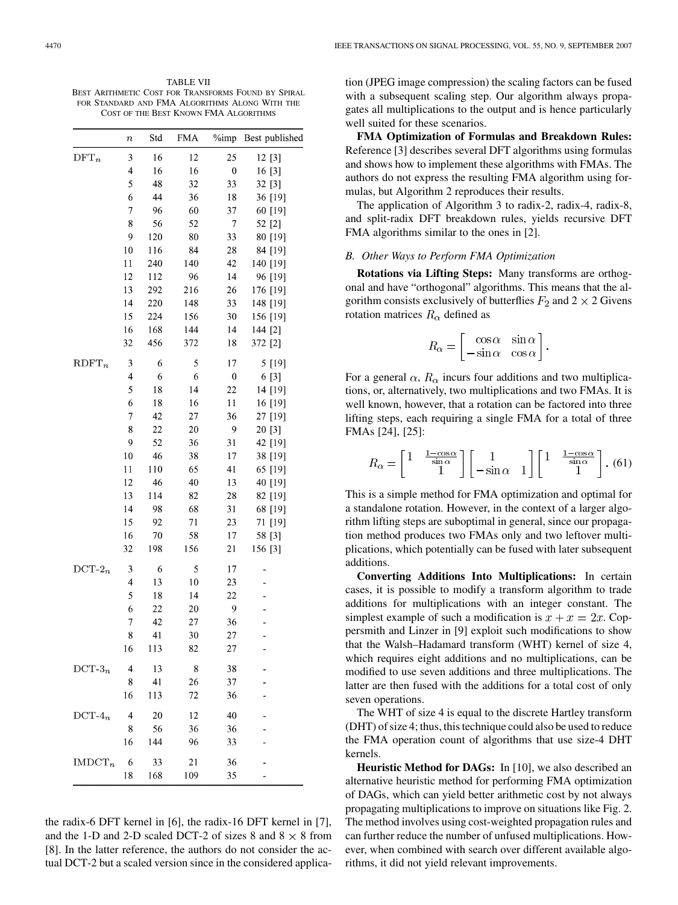TABLE VII
BEST ARITHMETIC COST FOR TRANSFORMS FOUND BY SPIRAL FOR STANDARD AND FMA ALGORITHMS ALONG WITH THE COST OF THE BEST KNOWN FMA ALGORITHMS

| | $n$ | Std | FMA | %imp | Best published |
|---|---|---|---|---|---|
| $\mathrm{DFT}_n$ | 3 | 16 | 12 | 25 | 12 [3] |
| | 4 | 16 | 16 | 0 | 16 [3] |
| | 5 | 48 | 32 | 33 | 32 [3] |
| | 6 | 44 | 36 | 18 | 36 [19] |
| | 7 | 96 | 60 | 37 | 60 [19] |
| | 8 | 56 | 52 | 7 | 52 [2] |
| | 9 | 120 | 80 | 33 | 80 [19] |
| | 10 | 116 | 84 | 28 | 84 [19] |
| | 11 | 240 | 140 | 42 | 140 [19] |
| | 12 | 112 | 96 | 14 | 96 [19] |
| | 13 | 292 | 216 | 26 | 176 [19] |
| | 14 | 220 | 148 | 33 | 148 [19] |
| | 15 | 224 | 156 | 30 | 156 [19] |
| | 16 | 168 | 144 | 14 | 144 [2] |
| | 32 | 456 | 372 | 18 | 372 [2] |
| $\mathrm{RDFT}_n$ | 3 | 6 | 5 | 17 | 5 [19] |
| | 4 | 6 | 6 | 0 | 6 [3] |
| | 5 | 18 | 14 | 22 | 14 [19] |
| | 6 | 18 | 16 | 11 | 16 [19] |
| | 7 | 42 | 27 | 36 | 27 [19] |
| | 8 | 22 | 20 | 9 | 20 [3] |
| | 9 | 52 | 36 | 31 | 42 [19] |
| | 10 | 46 | 38 | 17 | 38 [19] |
| | 11 | 110 | 65 | 41 | 65 [19] |
| | 12 | 46 | 40 | 13 | 40 [19] |
| | 13 | 114 | 82 | 28 | 82 [19] |
| | 14 | 98 | 68 | 31 | 68 [19] |
| | 15 | 92 | 71 | 23 | 71 [19] |
| | 16 | 70 | 58 | 17 | 58 [3] |
| | 32 | 198 | 156 | 21 | 156 [3] |
| $\mathrm{DCT\text{-}2}_n$ | 3 | 6 | 5 | 17 | - |
| | 4 | 13 | 10 | 23 | - |
| | 5 | 18 | 14 | 22 | - |
| | 6 | 22 | 20 | 9 | - |
| | 7 | 42 | 27 | 36 | - |
| | 8 | 41 | 30 | 27 | - |
| | 16 | 113 | 82 | 27 | - |
| $\mathrm{DCT\text{-}3}_n$ | 4 | 13 | 8 | 38 | - |
| | 8 | 41 | 26 | 37 | - |
| | 16 | 113 | 72 | 36 | - |
| $\mathrm{DCT\text{-}4}_n$ | 4 | 20 | 12 | 40 | - |
| | 8 | 56 | 36 | 36 | - |
| | 16 | 144 | 96 | 33 | - |
| $\mathrm{IMDCT}_n$ | 6 | 33 | 21 | 36 | - |
| | 18 | 168 | 109 | 35 | - |

the radix-6 DFT kernel in [6], the radix-16 DFT kernel in [7], and the 1-D and 2-D scaled DCT-2 of sizes 8 and $8 \times 8$ from [8]. In the latter reference, the authors do not consider the actual DCT-2 but a scaled version since in the considered application (JPEG image compression) the scaling factors can be fused with a subsequent scaling step. Our algorithm always propagates all multiplications to the output and is hence particularly well suited for these scenarios.

**FMA Optimization of Formulas and Breakdown Rules:** Reference [3] describes several DFT algorithms using formulas and shows how to implement these algorithms with FMAs. The authors do not express the resulting FMA algorithm using formulas, but Algorithm 2 reproduces their results.

The application of Algorithm 3 to radix-2, radix-4, radix-8, and split-radix DFT breakdown rules, yields recursive DFT FMA algorithms similar to the ones in [2].

### B. Other Ways to Perform FMA Optimization

**Rotations via Lifting Steps:** Many transforms are orthogonal and have "orthogonal" algorithms. This means that the algorithm consists exclusively of butterflies $F_2$ and $2 \times 2$ Givens rotation matrices $R_\alpha$ defined as

$$R_\alpha = \begin{bmatrix} \cos\alpha & \sin\alpha \\ -\sin\alpha & \cos\alpha \end{bmatrix}.$$

For a general $\alpha$, $R_\alpha$ incurs four additions and two multiplications, or, alternatively, two multiplications and two FMAs. It is well known, however, that a rotation can be factored into three lifting steps, each requiring a single FMA for a total of three FMAs [24], [25]:

$$R_\alpha = \begin{bmatrix} 1 & \frac{1-\cos\alpha}{\sin\alpha} \\ & 1 \end{bmatrix} \begin{bmatrix} 1 & \\ -\sin\alpha & 1 \end{bmatrix} \begin{bmatrix} 1 & \frac{1-\cos\alpha}{\sin\alpha} \\ & 1 \end{bmatrix}. \quad (61)$$

This is a simple method for FMA optimization and optimal for a standalone rotation. However, in the context of a larger algorithm lifting steps are suboptimal in general, since our propagation method produces two FMAs only and two leftover multiplications, which potentially can be fused with later subsequent additions.

**Converting Additions Into Multiplications:** In certain cases, it is possible to modify a transform algorithm to trade additions for multiplications with an integer constant. The simplest example of such a modification is $x + x = 2x$. Coppersmith and Linzer in [9] exploit such modifications to show that the Walsh–Hadamard transform (WHT) kernel of size 4, which requires eight additions and no multiplications, can be modified to use seven additions and three multiplications. The latter are then fused with the additions for a total cost of only seven operations.

The WHT of size 4 is equal to the discrete Hartley transform (DHT) of size 4; thus, this technique could also be used to reduce the FMA operation count of algorithms that use size-4 DHT kernels.

**Heuristic Method for DAGs:** In [10], we also described an alternative heuristic method for performing FMA optimization of DAGs, which can yield better arithmetic cost by not always propagating multiplications to improve on situations like Fig. 2. The method involves using cost-weighted propagation rules and can further reduce the number of unfused multiplications. However, when combined with search over different available algorithms, it did not yield relevant improvements.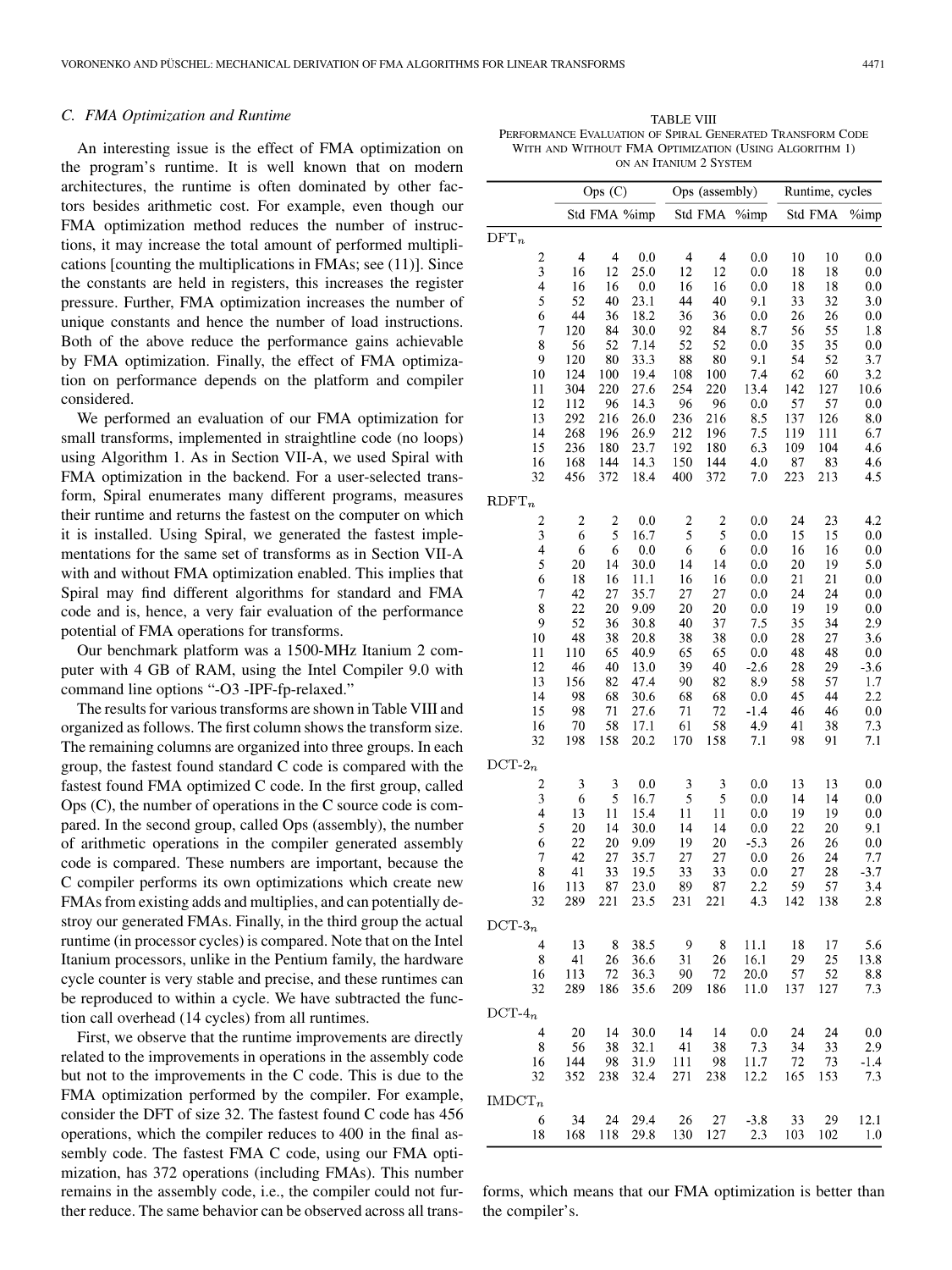### C. FMA Optimization and Runtime

An interesting issue is the effect of FMA optimization on the program's runtime. It is well known that on modern architectures, the runtime is often dominated by other factors besides arithmetic cost. For example, even though our FMA optimization method reduces the number of instructions, it may increase the total amount of performed multiplications [counting the multiplications in FMAs; see (11)]. Since the constants are held in registers, this increases the register pressure. Further, FMA optimization increases the number of unique constants and hence the number of load instructions. Both of the above reduce the performance gains achievable by FMA optimization. Finally, the effect of FMA optimization on performance depends on the platform and compiler considered.

We performed an evaluation of our FMA optimization for small transforms, implemented in straightline code (no loops) using Algorithm 1. As in Section VII-A, we used Spiral with FMA optimization in the backend. For a user-selected transform, Spiral enumerates many different programs, measures their runtime and returns the fastest on the computer on which it is installed. Using Spiral, we generated the fastest implementations for the same set of transforms as in Section VII-A with and without FMA optimization enabled. This implies that Spiral may find different algorithms for standard and FMA code and is, hence, a very fair evaluation of the performance potential of FMA operations for transforms.

Our benchmark platform was a 1500-MHz Itanium 2 computer with 4 GB of RAM, using the Intel Compiler 9.0 with command line options "-O3 -IPF-fp-relaxed."

The results for various transforms are shown in Table VIII and organized as follows. The first column shows the transform size. The remaining columns are organized into three groups. In each group, the fastest found standard C code is compared with the fastest found FMA optimized C code. In the first group, called Ops (C), the number of operations in the C source code is compared. In the second group, called Ops (assembly), the number of arithmetic operations in the compiler generated assembly code is compared. These numbers are important, because the C compiler performs its own optimizations which create new FMAs from existing adds and multiplies, and can potentially destroy our generated FMAs. Finally, in the third group the actual runtime (in processor cycles) is compared. Note that on the Intel Itanium processors, unlike in the Pentium family, the hardware cycle counter is very stable and precise, and these runtimes can be reproduced to within a cycle. We have subtracted the function call overhead (14 cycles) from all runtimes.

First, we observe that the runtime improvements are directly related to the improvements in operations in the assembly code but not to the improvements in the C code. This is due to the FMA optimization performed by the compiler. For example, consider the DFT of size 32. The fastest found C code has 456 operations, which the compiler reduces to 400 in the final assembly code. The fastest FMA C code, using our FMA optimization, has 372 operations (including FMAs). This number remains in the assembly code, i.e., the compiler could not further reduce. The same behavior can be observed across all transforms, which means that our FMA optimization is better than the compiler's.

TABLE VIII
PERFORMANCE EVALUATION OF SPIRAL GENERATED TRANSFORM CODE WITH AND WITHOUT FMA OPTIMIZATION (USING ALGORITHM 1) ON AN ITANIUM 2 SYSTEM

| | Ops (C) | | | Ops (assembly) | | | Runtime, cycles | | |
|---|---|---|---|---|---|---|---|---|---|
| | Std | FMA | %imp | Std | FMA | %imp | Std | FMA | %imp |
| $\mathrm{DFT}_n$ | | | | | | | | | |
| 2 | 4 | 4 | 0.0 | 4 | 4 | 0.0 | 10 | 10 | 0.0 |
| 3 | 16 | 12 | 25.0 | 12 | 12 | 0.0 | 18 | 18 | 0.0 |
| 4 | 16 | 16 | 0.0 | 16 | 16 | 0.0 | 18 | 18 | 0.0 |
| 5 | 52 | 40 | 23.1 | 44 | 40 | 9.1 | 33 | 32 | 3.0 |
| 6 | 44 | 36 | 18.2 | 36 | 36 | 0.0 | 26 | 26 | 0.0 |
| 7 | 120 | 84 | 30.0 | 92 | 84 | 8.7 | 56 | 55 | 1.8 |
| 8 | 56 | 52 | 7.14 | 52 | 52 | 0.0 | 35 | 35 | 0.0 |
| 9 | 120 | 80 | 33.3 | 88 | 80 | 9.1 | 54 | 52 | 3.7 |
| 10 | 124 | 100 | 19.4 | 108 | 100 | 7.4 | 62 | 60 | 3.2 |
| 11 | 304 | 220 | 27.6 | 254 | 220 | 13.4 | 142 | 127 | 10.6 |
| 12 | 112 | 96 | 14.3 | 96 | 96 | 0.0 | 57 | 57 | 0.0 |
| 13 | 292 | 216 | 26.0 | 236 | 216 | 8.5 | 137 | 126 | 8.0 |
| 14 | 268 | 196 | 26.9 | 212 | 196 | 7.5 | 119 | 111 | 6.7 |
| 15 | 236 | 180 | 23.7 | 192 | 180 | 6.3 | 109 | 104 | 4.6 |
| 16 | 168 | 144 | 14.3 | 150 | 144 | 4.0 | 87 | 83 | 4.6 |
| 32 | 456 | 372 | 18.4 | 400 | 372 | 7.0 | 223 | 213 | 4.5 |
| $\mathrm{RDFT}_n$ | | | | | | | | | |
| 2 | 2 | 2 | 0.0 | 2 | 2 | 0.0 | 24 | 23 | 4.2 |
| 3 | 6 | 5 | 16.7 | 5 | 5 | 0.0 | 15 | 15 | 0.0 |
| 4 | 6 | 6 | 0.0 | 6 | 6 | 0.0 | 16 | 16 | 0.0 |
| 5 | 20 | 14 | 30.0 | 14 | 14 | 0.0 | 20 | 19 | 5.0 |
| 6 | 18 | 16 | 11.1 | 16 | 16 | 0.0 | 21 | 21 | 0.0 |
| 7 | 42 | 27 | 35.7 | 27 | 27 | 0.0 | 24 | 24 | 0.0 |
| 8 | 22 | 20 | 9.09 | 20 | 20 | 0.0 | 19 | 19 | 0.0 |
| 9 | 52 | 36 | 30.8 | 40 | 37 | 7.5 | 35 | 34 | 2.9 |
| 10 | 48 | 38 | 20.8 | 38 | 38 | 0.0 | 28 | 27 | 3.6 |
| 11 | 110 | 65 | 40.9 | 65 | 65 | 0.0 | 48 | 48 | 0.0 |
| 12 | 46 | 40 | 13.0 | 39 | 40 | -2.6 | 28 | 29 | -3.6 |
| 13 | 156 | 82 | 47.4 | 90 | 82 | 8.9 | 58 | 57 | 1.7 |
| 14 | 98 | 68 | 30.6 | 68 | 68 | 0.0 | 45 | 44 | 2.2 |
| 15 | 98 | 71 | 27.6 | 71 | 72 | -1.4 | 46 | 46 | 0.0 |
| 16 | 70 | 58 | 17.1 | 61 | 58 | 4.9 | 41 | 38 | 7.3 |
| 32 | 198 | 158 | 20.2 | 170 | 158 | 7.1 | 98 | 91 | 7.1 |
| $\mathrm{DCT\text{-}2}_n$ | | | | | | | | | |
| 2 | 3 | 3 | 0.0 | 3 | 3 | 0.0 | 13 | 13 | 0.0 |
| 3 | 6 | 5 | 16.7 | 5 | 5 | 0.0 | 14 | 14 | 0.0 |
| 4 | 13 | 11 | 15.4 | 11 | 11 | 0.0 | 19 | 19 | 0.0 |
| 5 | 20 | 14 | 30.0 | 14 | 14 | 0.0 | 22 | 20 | 9.1 |
| 6 | 22 | 20 | 9.09 | 19 | 20 | -5.3 | 26 | 26 | 0.0 |
| 7 | 42 | 27 | 35.7 | 27 | 27 | 0.0 | 26 | 24 | 7.7 |
| 8 | 41 | 33 | 19.5 | 33 | 33 | 0.0 | 27 | 28 | -3.7 |
| 16 | 113 | 87 | 23.0 | 89 | 87 | 2.2 | 59 | 57 | 3.4 |
| 32 | 289 | 221 | 23.5 | 231 | 221 | 4.3 | 142 | 138 | 2.8 |
| $\mathrm{DCT\text{-}3}_n$ | | | | | | | | | |
| 4 | 13 | 8 | 38.5 | 9 | 8 | 11.1 | 18 | 17 | 5.6 |
| 8 | 41 | 26 | 36.6 | 31 | 26 | 16.1 | 29 | 25 | 13.8 |
| 16 | 113 | 72 | 36.3 | 90 | 72 | 20.0 | 57 | 52 | 8.8 |
| 32 | 289 | 186 | 35.6 | 209 | 186 | 11.0 | 137 | 127 | 7.3 |
| $\mathrm{DCT\text{-}4}_n$ | | | | | | | | | |
| 4 | 20 | 14 | 30.0 | 14 | 14 | 0.0 | 24 | 24 | 0.0 |
| 8 | 56 | 38 | 32.1 | 41 | 38 | 7.3 | 34 | 33 | 2.9 |
| 16 | 144 | 98 | 31.9 | 111 | 98 | 11.7 | 72 | 73 | -1.4 |
| 32 | 352 | 238 | 32.4 | 271 | 238 | 12.2 | 165 | 153 | 7.3 |
| $\mathrm{IMDCT}_n$ | | | | | | | | | |
| 6 | 34 | 24 | 29.4 | 26 | 27 | -3.8 | 33 | 29 | 12.1 |
| 18 | 168 | 118 | 29.8 | 130 | 127 | 2.3 | 103 | 102 | 1.0 |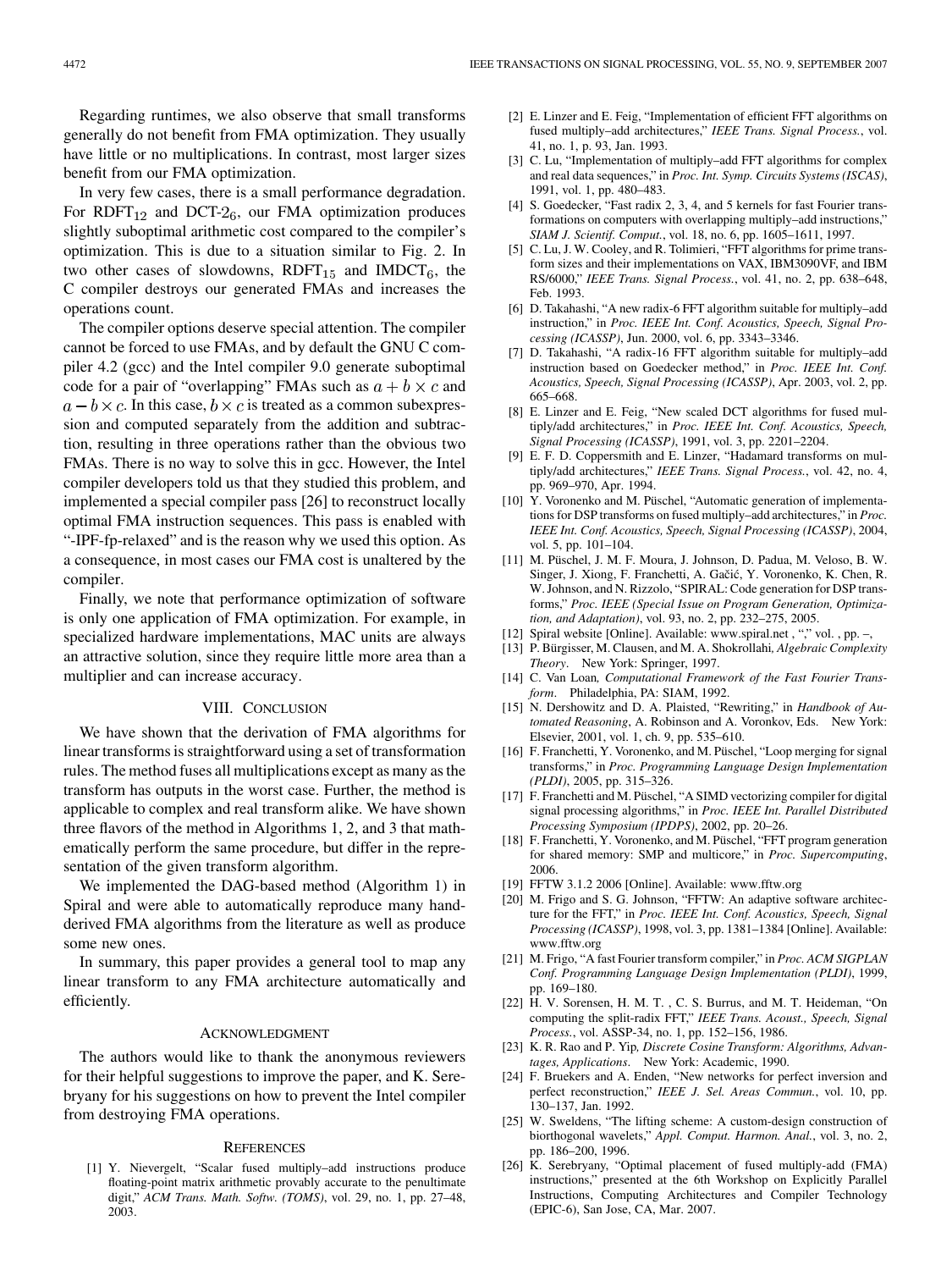Regarding runtimes, we also observe that small transforms generally do not benefit from FMA optimization. They usually have little or no multiplications. In contrast, most larger sizes benefit from our FMA optimization.

In very few cases, there is a small performance degradation. For $\mathrm{RDFT}_{12}$ and $\mathrm{DCT}\text{-}2_6$, our FMA optimization produces slightly suboptimal arithmetic cost compared to the compiler's optimization. This is due to a situation similar to Fig. 2. In two other cases of slowdowns, $\mathrm{RDFT}_{15}$ and $\mathrm{IMDCT}_6$, the C compiler destroys our generated FMAs and increases the operations count.

The compiler options deserve special attention. The compiler cannot be forced to use FMAs, and by default the GNU C compiler 4.2 (gcc) and the Intel compiler 9.0 generate suboptimal code for a pair of "overlapping" FMAs such as $a + b \times c$ and $a - b \times c$. In this case, $b \times c$ is treated as a common subexpression and computed separately from the addition and subtraction, resulting in three operations rather than the obvious two FMAs. There is no way to solve this in gcc. However, the Intel compiler developers told us that they studied this problem, and implemented a special compiler pass [26] to reconstruct locally optimal FMA instruction sequences. This pass is enabled with "-IPF-fp-relaxed" and is the reason why we used this option. As a consequence, in most cases our FMA cost is unaltered by the compiler.

Finally, we note that performance optimization of software is only one application of FMA optimization. For example, in specialized hardware implementations, MAC units are always an attractive solution, since they require little more area than a multiplier and can increase accuracy.

## VIII. Conclusion

We have shown that the derivation of FMA algorithms for linear transforms is straightforward using a set of transformation rules. The method fuses all multiplications except as many as the transform has outputs in the worst case. Further, the method is applicable to complex and real transform alike. We have shown three flavors of the method in Algorithms 1, 2, and 3 that mathematically perform the same procedure, but differ in the representation of the given transform algorithm.

We implemented the DAG-based method (Algorithm 1) in Spiral and were able to automatically reproduce many hand-derived FMA algorithms from the literature as well as produce some new ones.

In summary, this paper provides a general tool to map any linear transform to any FMA architecture automatically and efficiently.

## Acknowledgment

The authors would like to thank the anonymous reviewers for their helpful suggestions to improve the paper, and K. Serebryany for his suggestions on how to prevent the Intel compiler from destroying FMA operations.

## References

[1] Y. Nievergelt, "Scalar fused multiply–add instructions produce floating-point matrix arithmetic provably accurate to the penultimate digit," *ACM Trans. Math. Softw. (TOMS)*, vol. 29, no. 1, pp. 27–48, 2003.

[2] E. Linzer and E. Feig, "Implementation of efficient FFT algorithms on fused multiply–add architectures," *IEEE Trans. Signal Process.*, vol. 41, no. 1, p. 93, Jan. 1993.

[3] C. Lu, "Implementation of multiply–add FFT algorithms for complex and real data sequences," in *Proc. Int. Symp. Circuits Systems (ISCAS)*, 1991, vol. 1, pp. 480–483.

[4] S. Goedecker, "Fast radix 2, 3, 4, and 5 kernels for fast Fourier transformations on computers with overlapping multiply–add instructions," *SIAM J. Scientif. Comput.*, vol. 18, no. 6, pp. 1605–1611, 1997.

[5] C. Lu, J. W. Cooley, and R. Tolimieri, "FFT algorithms for prime transform sizes and their implementations on VAX, IBM3090VF, and IBM RS/6000," *IEEE Trans. Signal Process.*, vol. 41, no. 2, pp. 638–648, Feb. 1993.

[6] D. Takahashi, "A new radix-6 FFT algorithm suitable for multiply–add instruction," in *Proc. IEEE Int. Conf. Acoustics, Speech, Signal Processing (ICASSP)*, Jun. 2000, vol. 6, pp. 3343–3346.

[7] D. Takahashi, "A radix-16 FFT algorithm suitable for multiply–add instruction based on Goedecker method," in *Proc. IEEE Int. Conf. Acoustics, Speech, Signal Processing (ICASSP)*, Apr. 2003, vol. 2, pp. 665–668.

[8] E. Linzer and E. Feig, "New scaled DCT algorithms for fused multiply/add architectures," in *Proc. IEEE Int. Conf. Acoustics, Speech, Signal Processing (ICASSP)*, 1991, vol. 3, pp. 2201–2204.

[9] E. F. D. Coppersmith and E. Linzer, "Hadamard transforms on multiply/add architectures," *IEEE Trans. Signal Process.*, vol. 42, no. 4, pp. 969–970, Apr. 1994.

[10] Y. Voronenko and M. Püschel, "Automatic generation of implementations for DSP transforms on fused multiply–add architectures," in *Proc. IEEE Int. Conf. Acoustics, Speech, Signal Processing (ICASSP)*, 2004, vol. 5, pp. 101–104.

[11] M. Püschel, J. M. F. Moura, J. Johnson, D. Padua, M. Veloso, B. W. Singer, J. Xiong, F. Franchetti, A. Gačić, Y. Voronenko, K. Chen, R. W. Johnson, and N. Rizzolo, "SPIRAL: Code generation for DSP transforms," *Proc. IEEE (Special Issue on Program Generation, Optimization, and Adaptation)*, vol. 93, no. 2, pp. 232–275, 2005.

[12] Spiral website [Online]. Available: www.spiral.net , "," vol. , pp. –,

[13] P. Bürgisser, M. Clausen, and M. A. Shokrollahi, *Algebraic Complexity Theory*. New York: Springer, 1997.

[14] C. Van Loan, *Computational Framework of the Fast Fourier Transform*. Philadelphia, PA: SIAM, 1992.

[15] N. Dershowitz and D. A. Plaisted, "Rewriting," in *Handbook of Automated Reasoning*, A. Robinson and A. Voronkov, Eds. New York: Elsevier, 2001, vol. 1, ch. 9, pp. 535–610.

[16] F. Franchetti, Y. Voronenko, and M. Püschel, "Loop merging for signal transforms," in *Proc. Programming Language Design Implementation (PLDI)*, 2005, pp. 315–326.

[17] F. Franchetti and M. Püschel, "A SIMD vectorizing compiler for digital signal processing algorithms," in *Proc. IEEE Int. Parallel Distributed Processing Symposium (IPDPS)*, 2002, pp. 20–26.

[18] F. Franchetti, Y. Voronenko, and M. Püschel, "FFT program generation for shared memory: SMP and multicore," in *Proc. Supercomputing*, 2006.

[19] FFTW 3.1.2 2006 [Online]. Available: www.fftw.org

[20] M. Frigo and S. G. Johnson, "FFTW: An adaptive software architecture for the FFT," in *Proc. IEEE Int. Conf. Acoustics, Speech, Signal Processing (ICASSP)*, 1998, vol. 3, pp. 1381–1384 [Online]. Available: www.fftw.org

[21] M. Frigo, "A fast Fourier transform compiler," in *Proc. ACM SIGPLAN Conf. Programming Language Design Implementation (PLDI)*, 1999, pp. 169–180.

[22] H. V. Sorensen, H. M. T. , C. S. Burrus, and M. T. Heideman, "On computing the split-radix FFT," *IEEE Trans. Acoust., Speech, Signal Process.*, vol. ASSP-34, no. 1, pp. 152–156, 1986.

[23] K. R. Rao and P. Yip, *Discrete Cosine Transform: Algorithms, Advantages, Applications*. New York: Academic, 1990.

[24] F. Bruekers and A. Enden, "New networks for perfect inversion and perfect reconstruction," *IEEE J. Sel. Areas Commun.*, vol. 10, pp. 130–137, Jan. 1992.

[25] W. Sweldens, "The lifting scheme: A custom-design construction of biorthogonal wavelets," *Appl. Comput. Harmon. Anal.*, vol. 3, no. 2, pp. 186–200, 1996.

[26] K. Serebryany, "Optimal placement of fused multiply-add (FMA) instructions," presented at the 6th Workshop on Explicitly Parallel Instructions, Computing Architectures and Compiler Technology (EPIC-6), San Jose, CA, Mar. 2007.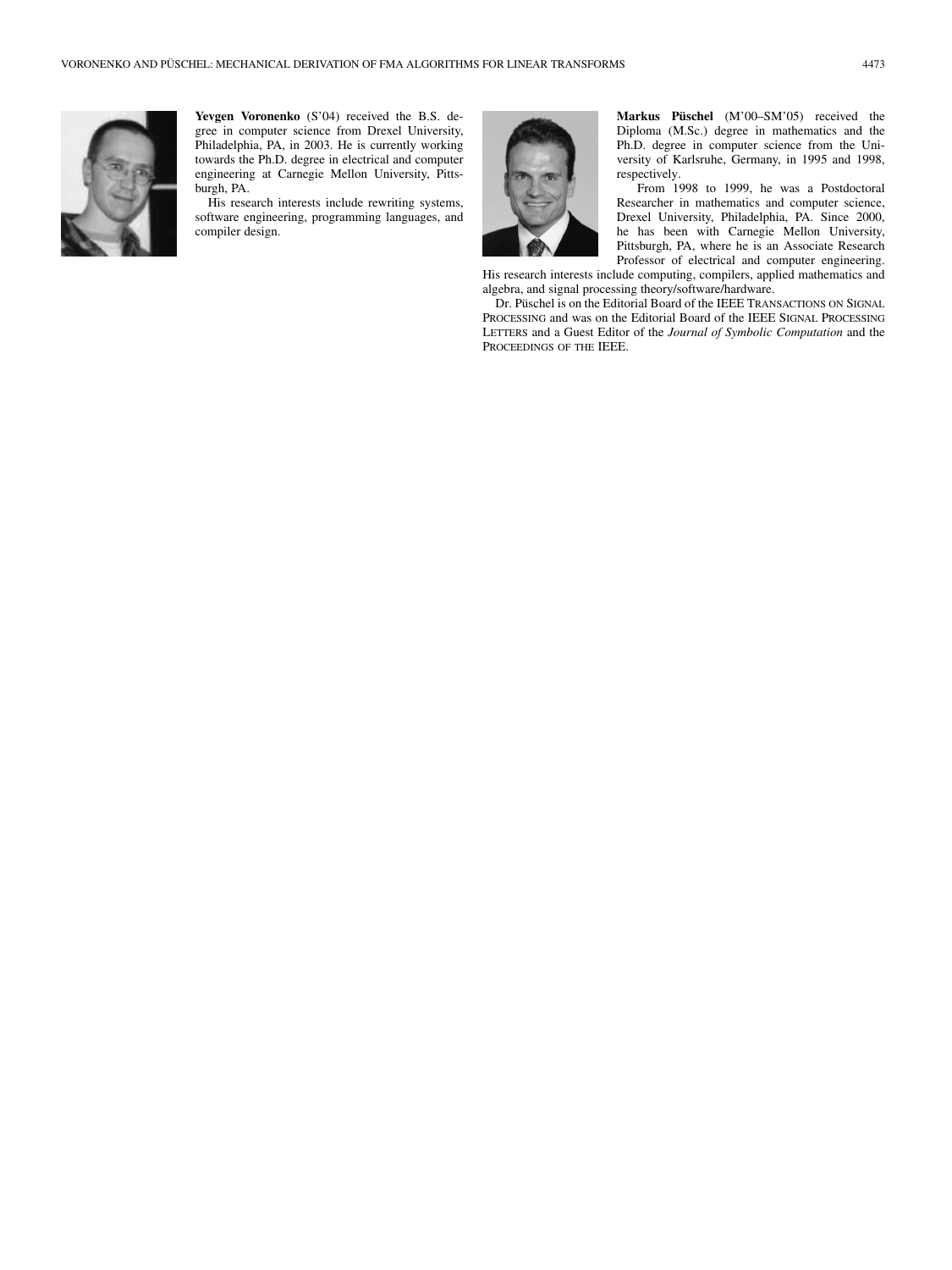**Yevgen Voronenko** (S'04) received the B.S. degree in computer science from Drexel University, Philadelphia, PA, in 2003. He is currently working towards the Ph.D. degree in electrical and computer engineering at Carnegie Mellon University, Pittsburgh, PA.

His research interests include rewriting systems, software engineering, programming languages, and compiler design.

**Markus Püschel** (M'00–SM'05) received the Diploma (M.Sc.) degree in mathematics and the Ph.D. degree in computer science from the University of Karlsruhe, Germany, in 1995 and 1998, respectively.

From 1998 to 1999, he was a Postdoctoral Researcher in mathematics and computer science, Drexel University, Philadelphia, PA. Since 2000, he has been with Carnegie Mellon University, Pittsburgh, PA, where he is an Associate Research Professor of electrical and computer engineering. His research interests include computing, compilers, applied mathematics and algebra, and signal processing theory/software/hardware.

Dr. Püschel is on the Editorial Board of the IEEE TRANSACTIONS ON SIGNAL PROCESSING and was on the Editorial Board of the IEEE SIGNAL PROCESSING LETTERS and a Guest Editor of the *Journal of Symbolic Computation* and the PROCEEDINGS OF THE IEEE.